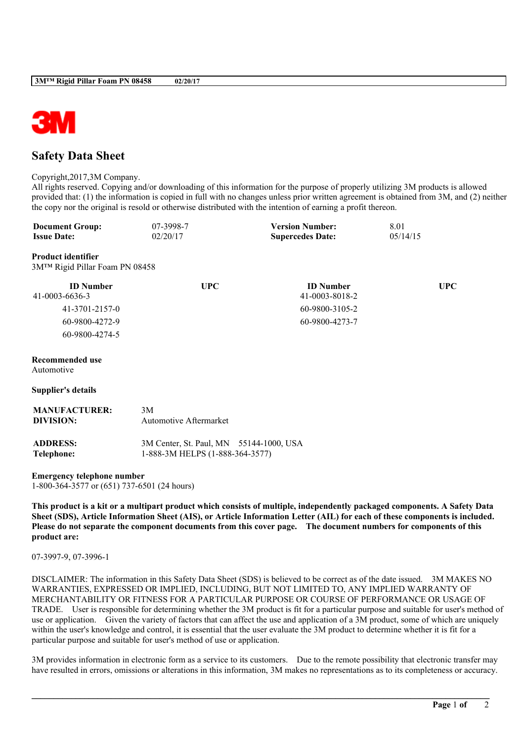# Safety Data Sheet

Copyright,2017,3M Company.
All rights reserved. Copying and/or downloading of this information for the purpose of properly utilizing 3M products is allowed provided that: (1) the information is copied in full with no changes unless prior written agreement is obtained from 3M, and (2) neither the copy nor the original is resold or otherwise distributed with the intention of earning a profit thereon.

| | | | |
|---|---|---|---|
| **Document Group:** | 07-3998-7 | **Version Number:** | 8.01 |
| **Issue Date:** | 02/20/17 | **Supercedes Date:** | 05/14/15 |

**Product identifier**
3M™ Rigid Pillar Foam PN 08458

| ID Number | UPC | ID Number | UPC |
|---|---|---|---|
| 41-0003-6636-3 | | 41-0003-8018-2 | |
| 41-3701-2157-0 | | 60-9800-3105-2 | |
| 60-9800-4272-9 | | 60-9800-4273-7 | |
| 60-9800-4274-5 | | | |

**Recommended use**
Automotive

**Supplier's details**

| | |
|---|---|
| **MANUFACTURER:** | 3M |
| **DIVISION:** | Automotive Aftermarket |
| **ADDRESS:** | 3M Center, St. Paul, MN 55144-1000, USA |
| **Telephone:** | 1-888-3M HELPS (1-888-364-3577) |

**Emergency telephone number**
1-800-364-3577 or (651) 737-6501 (24 hours)

**This product is a kit or a multipart product which consists of multiple, independently packaged components. A Safety Data Sheet (SDS), Article Information Sheet (AIS), or Article Information Letter (AIL) for each of these components is included. Please do not separate the component documents from this cover page. The document numbers for components of this product are:**

07-3997-9, 07-3996-1

DISCLAIMER: The information in this Safety Data Sheet (SDS) is believed to be correct as of the date issued. 3M MAKES NO WARRANTIES, EXPRESSED OR IMPLIED, INCLUDING, BUT NOT LIMITED TO, ANY IMPLIED WARRANTY OF MERCHANTABILITY OR FITNESS FOR A PARTICULAR PURPOSE OR COURSE OF PERFORMANCE OR USAGE OF TRADE. User is responsible for determining whether the 3M product is fit for a particular purpose and suitable for user's method of use or application. Given the variety of factors that can affect the use and application of a 3M product, some of which are uniquely within the user's knowledge and control, it is essential that the user evaluate the 3M product to determine whether it is fit for a particular purpose and suitable for user's method of use or application.

3M provides information in electronic form as a service to its customers. Due to the remote possibility that electronic transfer may have resulted in errors, omissions or alterations in this information, 3M makes no representations as to its completeness or accuracy.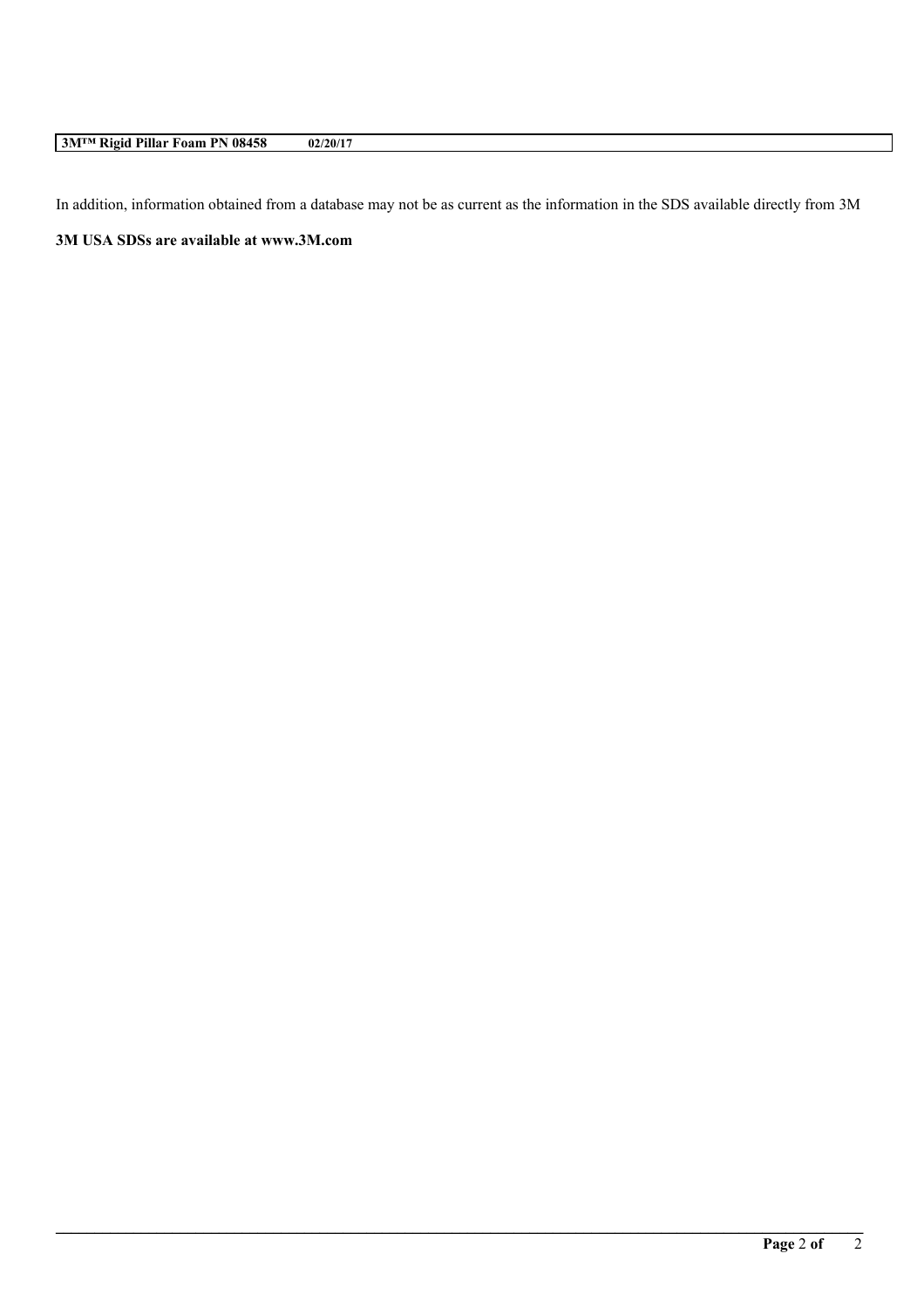In addition, information obtained from a database may not be as current as the information in the SDS available directly from 3M

**3M USA SDSs are available at www.3M.com**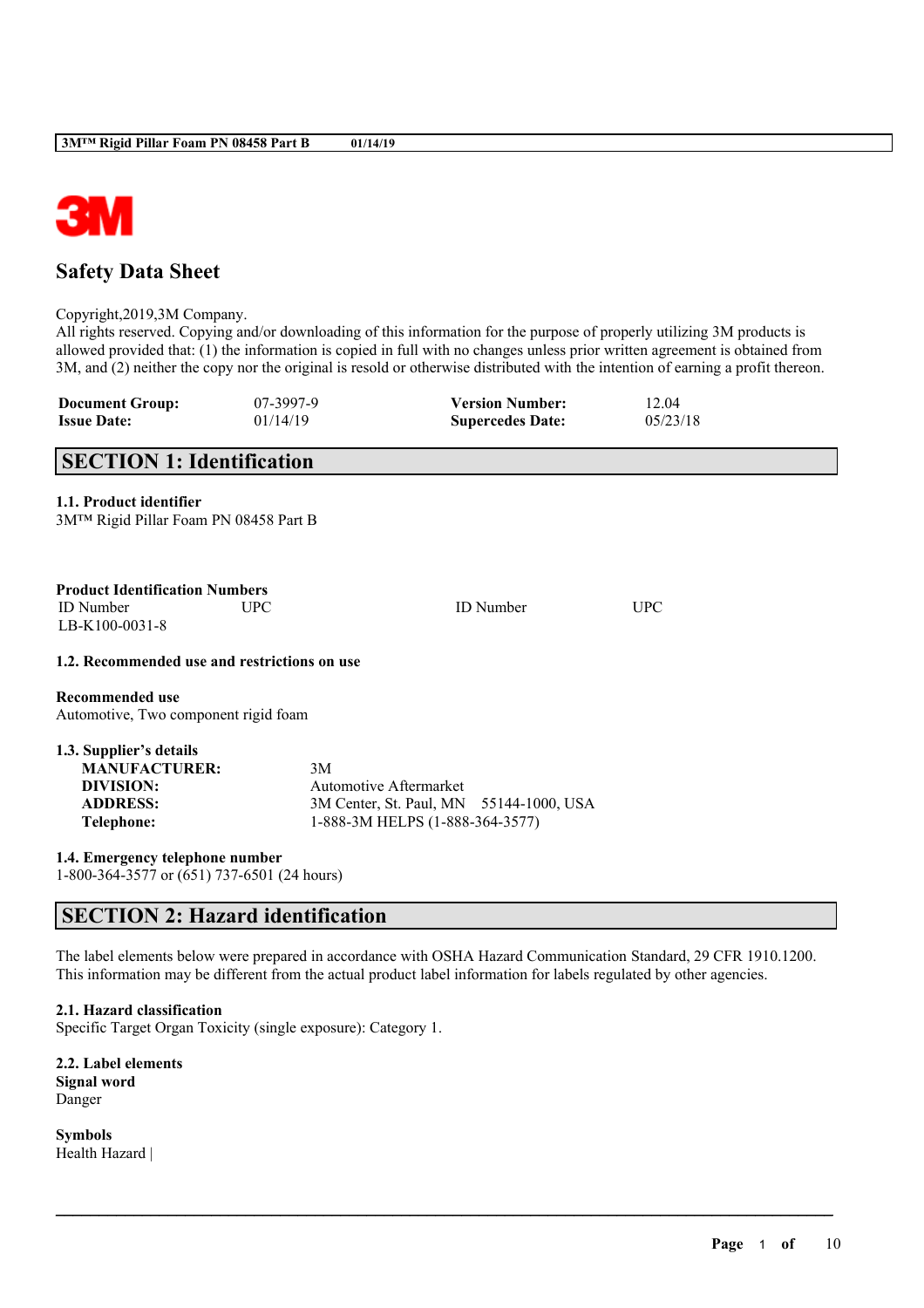# Safety Data Sheet

Copyright,2019,3M Company.
All rights reserved. Copying and/or downloading of this information for the purpose of properly utilizing 3M products is allowed provided that: (1) the information is copied in full with no changes unless prior written agreement is obtained from 3M, and (2) neither the copy nor the original is resold or otherwise distributed with the intention of earning a profit thereon.

| | | | |
|---|---|---|---|
| **Document Group:** | 07-3997-9 | **Version Number:** | 12.04 |
| **Issue Date:** | 01/14/19 | **Supercedes Date:** | 05/23/18 |

## SECTION 1: Identification

### 1.1. Product identifier

3M™ Rigid Pillar Foam PN 08458 Part B

**Product Identification Numbers**

| ID Number | UPC | ID Number | UPC |
|---|---|---|---|
| LB-K100-0031-8 | | | |

### 1.2. Recommended use and restrictions on use

**Recommended use**

Automotive, Two component rigid foam

### 1.3. Supplier's details

| | |
|---|---|
| **MANUFACTURER:** | 3M |
| **DIVISION:** | Automotive Aftermarket |
| **ADDRESS:** | 3M Center, St. Paul, MN 55144-1000, USA |
| **Telephone:** | 1-888-3M HELPS (1-888-364-3577) |

### 1.4. Emergency telephone number

1-800-364-3577 or (651) 737-6501 (24 hours)

## SECTION 2: Hazard identification

The label elements below were prepared in accordance with OSHA Hazard Communication Standard, 29 CFR 1910.1200. This information may be different from the actual product label information for labels regulated by other agencies.

### 2.1. Hazard classification

Specific Target Organ Toxicity (single exposure): Category 1.

### 2.2. Label elements

**Signal word**

Danger

**Symbols**

Health Hazard |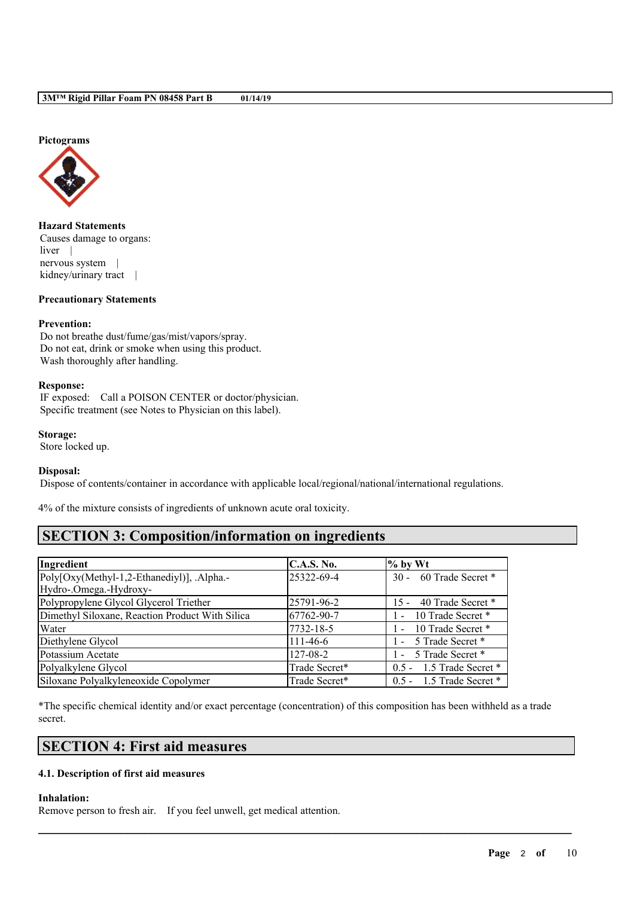**Pictograms**

**Hazard Statements**

Causes damage to organs:
liver |
nervous system |
kidney/urinary tract |

**Precautionary Statements**

**Prevention:**

Do not breathe dust/fume/gas/mist/vapors/spray.
Do not eat, drink or smoke when using this product.
Wash thoroughly after handling.

**Response:**

IF exposed: Call a POISON CENTER or doctor/physician.
Specific treatment (see Notes to Physician on this label).

**Storage:**

Store locked up.

**Disposal:**

Dispose of contents/container in accordance with applicable local/regional/national/international regulations.

4% of the mixture consists of ingredients of unknown acute oral toxicity.

## SECTION 3: Composition/information on ingredients

| Ingredient | C.A.S. No. | % by Wt |
|---|---|---|
| Poly[Oxy(Methyl-1,2-Ethanediyl)], .Alpha.-Hydro-.Omega.-Hydroxy- | 25322-69-4 | 30 - 60 Trade Secret * |
| Polypropylene Glycol Glycerol Triether | 25791-96-2 | 15 - 40 Trade Secret * |
| Dimethyl Siloxane, Reaction Product With Silica | 67762-90-7 | 1 - 10 Trade Secret * |
| Water | 7732-18-5 | 1 - 10 Trade Secret * |
| Diethylene Glycol | 111-46-6 | 1 - 5 Trade Secret * |
| Potassium Acetate | 127-08-2 | 1 - 5 Trade Secret * |
| Polyalkylene Glycol | Trade Secret* | 0.5 - 1.5 Trade Secret * |
| Siloxane Polyalkyleneoxide Copolymer | Trade Secret* | 0.5 - 1.5 Trade Secret * |

*The specific chemical identity and/or exact percentage (concentration) of this composition has been withheld as a trade secret.

## SECTION 4: First aid measures

### 4.1. Description of first aid measures

**Inhalation:**

Remove person to fresh air. If you feel unwell, get medical attention.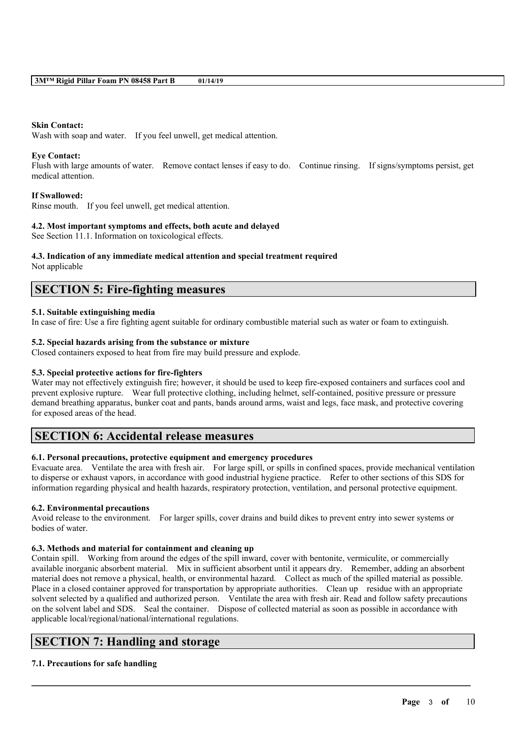**Skin Contact:**
Wash with soap and water. If you feel unwell, get medical attention.

**Eye Contact:**
Flush with large amounts of water. Remove contact lenses if easy to do. Continue rinsing. If signs/symptoms persist, get medical attention.

**If Swallowed:**
Rinse mouth. If you feel unwell, get medical attention.

**4.2. Most important symptoms and effects, both acute and delayed**
See Section 11.1. Information on toxicological effects.

**4.3. Indication of any immediate medical attention and special treatment required**
Not applicable

## SECTION 5: Fire-fighting measures

**5.1. Suitable extinguishing media**
In case of fire: Use a fire fighting agent suitable for ordinary combustible material such as water or foam to extinguish.

**5.2. Special hazards arising from the substance or mixture**
Closed containers exposed to heat from fire may build pressure and explode.

**5.3. Special protective actions for fire-fighters**
Water may not effectively extinguish fire; however, it should be used to keep fire-exposed containers and surfaces cool and prevent explosive rupture. Wear full protective clothing, including helmet, self-contained, positive pressure or pressure demand breathing apparatus, bunker coat and pants, bands around arms, waist and legs, face mask, and protective covering for exposed areas of the head.

## SECTION 6: Accidental release measures

**6.1. Personal precautions, protective equipment and emergency procedures**
Evacuate area. Ventilate the area with fresh air. For large spill, or spills in confined spaces, provide mechanical ventilation to disperse or exhaust vapors, in accordance with good industrial hygiene practice. Refer to other sections of this SDS for information regarding physical and health hazards, respiratory protection, ventilation, and personal protective equipment.

**6.2. Environmental precautions**
Avoid release to the environment. For larger spills, cover drains and build dikes to prevent entry into sewer systems or bodies of water.

**6.3. Methods and material for containment and cleaning up**
Contain spill. Working from around the edges of the spill inward, cover with bentonite, vermiculite, or commercially available inorganic absorbent material. Mix in sufficient absorbent until it appears dry. Remember, adding an absorbent material does not remove a physical, health, or environmental hazard. Collect as much of the spilled material as possible. Place in a closed container approved for transportation by appropriate authorities. Clean up residue with an appropriate solvent selected by a qualified and authorized person. Ventilate the area with fresh air. Read and follow safety precautions on the solvent label and SDS. Seal the container. Dispose of collected material as soon as possible in accordance with applicable local/regional/national/international regulations.

## SECTION 7: Handling and storage

**7.1. Precautions for safe handling**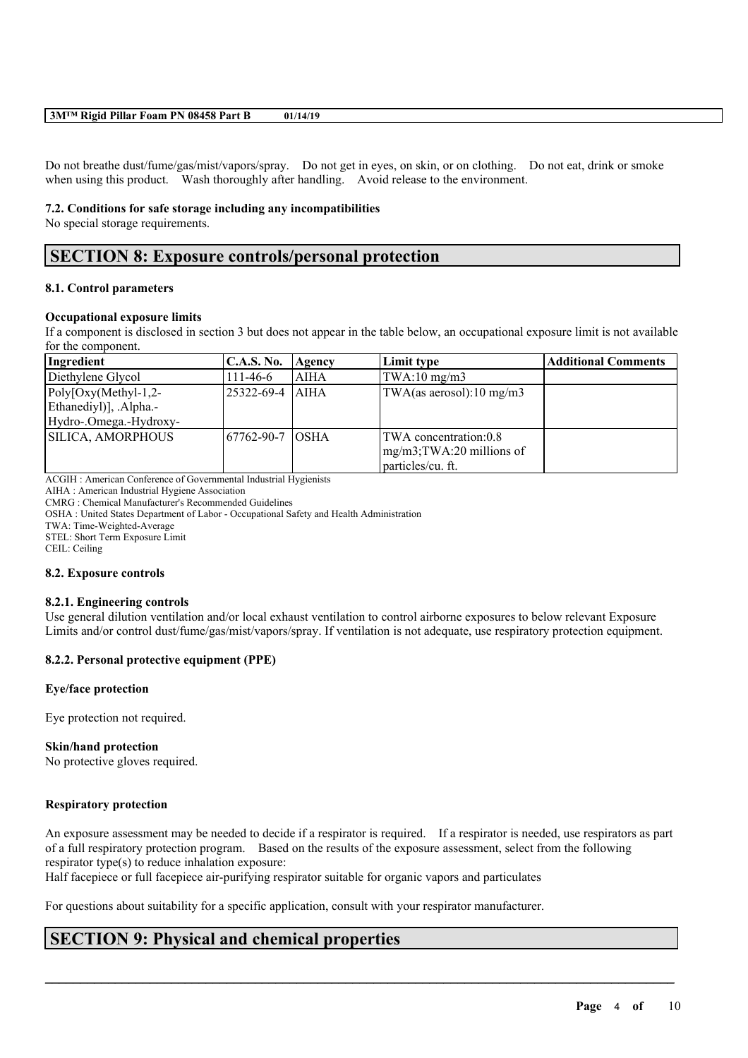Do not breathe dust/fume/gas/mist/vapors/spray. Do not get in eyes, on skin, or on clothing. Do not eat, drink or smoke when using this product. Wash thoroughly after handling. Avoid release to the environment.

### 7.2. Conditions for safe storage including any incompatibilities

No special storage requirements.

## SECTION 8: Exposure controls/personal protection

### 8.1. Control parameters

#### Occupational exposure limits

If a component is disclosed in section 3 but does not appear in the table below, an occupational exposure limit is not available for the component.

| Ingredient | C.A.S. No. | Agency | Limit type | Additional Comments |
|---|---|---|---|---|
| Diethylene Glycol | 111-46-6 | AIHA | TWA:10 mg/m3 | |
| Poly[Oxy(Methyl-1,2-Ethanediyl)], .Alpha.-Hydro-.Omega.-Hydroxy- | 25322-69-4 | AIHA | TWA(as aerosol):10 mg/m3 | |
| SILICA, AMORPHOUS | 67762-90-7 | OSHA | TWA concentration:0.8 mg/m3;TWA:20 millions of particles/cu. ft. | |

ACGIH : American Conference of Governmental Industrial Hygienists
AIHA : American Industrial Hygiene Association
CMRG : Chemical Manufacturer's Recommended Guidelines
OSHA : United States Department of Labor - Occupational Safety and Health Administration
TWA: Time-Weighted-Average
STEL: Short Term Exposure Limit
CEIL: Ceiling

### 8.2. Exposure controls

#### 8.2.1. Engineering controls

Use general dilution ventilation and/or local exhaust ventilation to control airborne exposures to below relevant Exposure Limits and/or control dust/fume/gas/mist/vapors/spray. If ventilation is not adequate, use respiratory protection equipment.

#### 8.2.2. Personal protective equipment (PPE)

**Eye/face protection**

Eye protection not required.

**Skin/hand protection**

No protective gloves required.

**Respiratory protection**

An exposure assessment may be needed to decide if a respirator is required. If a respirator is needed, use respirators as part of a full respiratory protection program. Based on the results of the exposure assessment, select from the following respirator type(s) to reduce inhalation exposure:
Half facepiece or full facepiece air-purifying respirator suitable for organic vapors and particulates

For questions about suitability for a specific application, consult with your respirator manufacturer.

## SECTION 9: Physical and chemical properties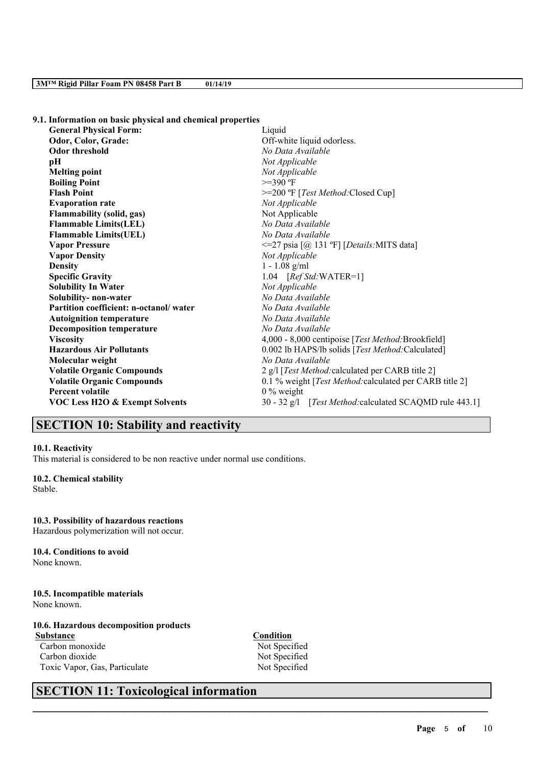### 9.1. Information on basic physical and chemical properties

| Property | Value |
| --- | --- |
| **General Physical Form:** | Liquid |
| **Odor, Color, Grade:** | Off-white liquid odorless. |
| **Odor threshold** | *No Data Available* |
| **pH** | *Not Applicable* |
| **Melting point** | *Not Applicable* |
| **Boiling Point** | >=390 ºF |
| **Flash Point** | >=200 ºF [*Test Method:*Closed Cup] |
| **Evaporation rate** | *Not Applicable* |
| **Flammability (solid, gas)** | Not Applicable |
| **Flammable Limits(LEL)** | *No Data Available* |
| **Flammable Limits(UEL)** | *No Data Available* |
| **Vapor Pressure** | <=27 psia [@ 131 ºF] [*Details:*MITS data] |
| **Vapor Density** | *Not Applicable* |
| **Density** | 1 - 1.08 g/ml |
| **Specific Gravity** | 1.04 [*Ref Std:*WATER=1] |
| **Solubility In Water** | *Not Applicable* |
| **Solubility- non-water** | *No Data Available* |
| **Partition coefficient: n-octanol/ water** | *No Data Available* |
| **Autoignition temperature** | *No Data Available* |
| **Decomposition temperature** | *No Data Available* |
| **Viscosity** | 4,000 - 8,000 centipoise [*Test Method:*Brookfield] |
| **Hazardous Air Pollutants** | 0.002 lb HAPS/lb solids [*Test Method:*Calculated] |
| **Molecular weight** | *No Data Available* |
| **Volatile Organic Compounds** | 2 g/l [*Test Method:*calculated per CARB title 2] |
| **Volatile Organic Compounds** | 0.1 % weight [*Test Method:*calculated per CARB title 2] |
| **Percent volatile** | 0 % weight |
| **VOC Less H2O & Exempt Solvents** | 30 - 32 g/l [*Test Method:*calculated SCAQMD rule 443.1] |

## SECTION 10: Stability and reactivity

### 10.1. Reactivity
This material is considered to be non reactive under normal use conditions.

### 10.2. Chemical stability
Stable.

### 10.3. Possibility of hazardous reactions
Hazardous polymerization will not occur.

### 10.4. Conditions to avoid
None known.

### 10.5. Incompatible materials
None known.

### 10.6. Hazardous decomposition products

| Substance | Condition |
| --- | --- |
| Carbon monoxide | Not Specified |
| Carbon dioxide | Not Specified |
| Toxic Vapor, Gas, Particulate | Not Specified |

## SECTION 11: Toxicological information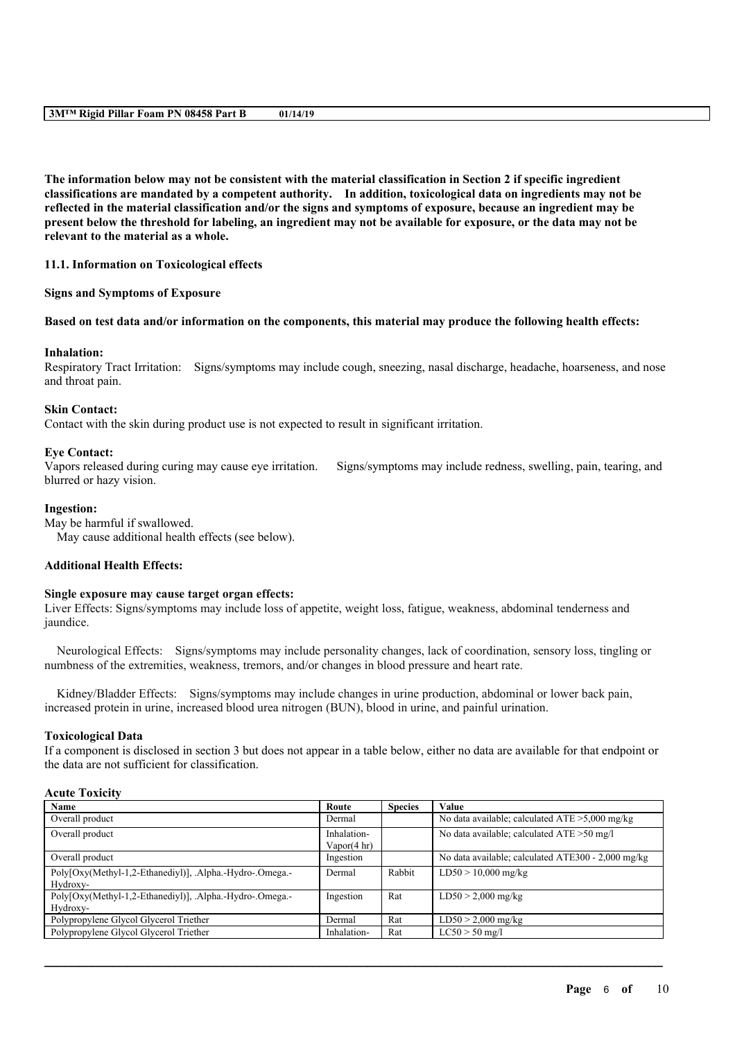**The information below may not be consistent with the material classification in Section 2 if specific ingredient classifications are mandated by a competent authority. In addition, toxicological data on ingredients may not be reflected in the material classification and/or the signs and symptoms of exposure, because an ingredient may be present below the threshold for labeling, an ingredient may not be available for exposure, or the data may not be relevant to the material as a whole.**

**11.1. Information on Toxicological effects**

**Signs and Symptoms of Exposure**

**Based on test data and/or information on the components, this material may produce the following health effects:**

**Inhalation:**
Respiratory Tract Irritation: Signs/symptoms may include cough, sneezing, nasal discharge, headache, hoarseness, and nose and throat pain.

**Skin Contact:**
Contact with the skin during product use is not expected to result in significant irritation.

**Eye Contact:**
Vapors released during curing may cause eye irritation. Signs/symptoms may include redness, swelling, pain, tearing, and blurred or hazy vision.

**Ingestion:**
May be harmful if swallowed.
May cause additional health effects (see below).

**Additional Health Effects:**

**Single exposure may cause target organ effects:**
Liver Effects: Signs/symptoms may include loss of appetite, weight loss, fatigue, weakness, abdominal tenderness and jaundice.

Neurological Effects: Signs/symptoms may include personality changes, lack of coordination, sensory loss, tingling or numbness of the extremities, weakness, tremors, and/or changes in blood pressure and heart rate.

Kidney/Bladder Effects: Signs/symptoms may include changes in urine production, abdominal or lower back pain, increased protein in urine, increased blood urea nitrogen (BUN), blood in urine, and painful urination.

**Toxicological Data**
If a component is disclosed in section 3 but does not appear in a table below, either no data are available for that endpoint or the data are not sufficient for classification.

**Acute Toxicity**

| Name | Route | Species | Value |
|---|---|---|---|
| Overall product | Dermal | | No data available; calculated ATE >5,000 mg/kg |
| Overall product | Inhalation-Vapor(4 hr) | | No data available; calculated ATE >50 mg/l |
| Overall product | Ingestion | | No data available; calculated ATE300 - 2,000 mg/kg |
| Poly[Oxy(Methyl-1,2-Ethanediyl)], .Alpha.-Hydro-.Omega.-Hydroxy- | Dermal | Rabbit | LD50 > 10,000 mg/kg |
| Poly[Oxy(Methyl-1,2-Ethanediyl)], .Alpha.-Hydro-.Omega.-Hydroxy- | Ingestion | Rat | LD50 > 2,000 mg/kg |
| Polypropylene Glycol Glycerol Triether | Dermal | Rat | LD50 > 2,000 mg/kg |
| Polypropylene Glycol Glycerol Triether | Inhalation- | Rat | LC50 > 50 mg/l |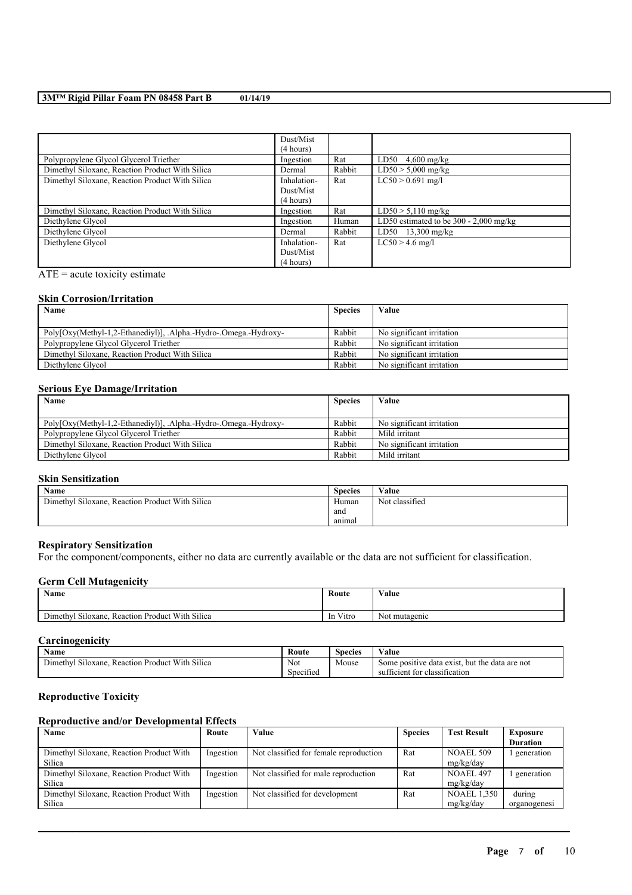| | Dust/Mist (4 hours) | | |
|---|---|---|---|
| Polypropylene Glycol Glycerol Triether | Ingestion | Rat | LD50 4,600 mg/kg |
| Dimethyl Siloxane, Reaction Product With Silica | Dermal | Rabbit | LD50 > 5,000 mg/kg |
| Dimethyl Siloxane, Reaction Product With Silica | Inhalation-Dust/Mist (4 hours) | Rat | LC50 > 0.691 mg/l |
| Dimethyl Siloxane, Reaction Product With Silica | Ingestion | Rat | LD50 > 5,110 mg/kg |
| Diethylene Glycol | Ingestion | Human | LD50 estimated to be 300 - 2,000 mg/kg |
| Diethylene Glycol | Dermal | Rabbit | LD50 13,300 mg/kg |
| Diethylene Glycol | Inhalation-Dust/Mist (4 hours) | Rat | LC50 > 4.6 mg/l |

ATE = acute toxicity estimate

### Skin Corrosion/Irritation

| Name | Species | Value |
|---|---|---|
| Poly[Oxy(Methyl-1,2-Ethanediyl)], .Alpha.-Hydro-.Omega.-Hydroxy- | Rabbit | No significant irritation |
| Polypropylene Glycol Glycerol Triether | Rabbit | No significant irritation |
| Dimethyl Siloxane, Reaction Product With Silica | Rabbit | No significant irritation |
| Diethylene Glycol | Rabbit | No significant irritation |

### Serious Eye Damage/Irritation

| Name | Species | Value |
|---|---|---|
| Poly[Oxy(Methyl-1,2-Ethanediyl)], .Alpha.-Hydro-.Omega.-Hydroxy- | Rabbit | No significant irritation |
| Polypropylene Glycol Glycerol Triether | Rabbit | Mild irritant |
| Dimethyl Siloxane, Reaction Product With Silica | Rabbit | No significant irritation |
| Diethylene Glycol | Rabbit | Mild irritant |

### Skin Sensitization

| Name | Species | Value |
|---|---|---|
| Dimethyl Siloxane, Reaction Product With Silica | Human and animal | Not classified |

### Respiratory Sensitization

For the component/components, either no data are currently available or the data are not sufficient for classification.

### Germ Cell Mutagenicity

| Name | Route | Value |
|---|---|---|
| Dimethyl Siloxane, Reaction Product With Silica | In Vitro | Not mutagenic |

### Carcinogenicity

| Name | Route | Species | Value |
|---|---|---|---|
| Dimethyl Siloxane, Reaction Product With Silica | Not Specified | Mouse | Some positive data exist, but the data are not sufficient for classification |

### Reproductive Toxicity

### Reproductive and/or Developmental Effects

| Name | Route | Value | Species | Test Result | Exposure Duration |
|---|---|---|---|---|---|
| Dimethyl Siloxane, Reaction Product With Silica | Ingestion | Not classified for female reproduction | Rat | NOAEL 509 mg/kg/day | 1 generation |
| Dimethyl Siloxane, Reaction Product With Silica | Ingestion | Not classified for male reproduction | Rat | NOAEL 497 mg/kg/day | 1 generation |
| Dimethyl Siloxane, Reaction Product With Silica | Ingestion | Not classified for development | Rat | NOAEL 1,350 mg/kg/day | during organogenesi |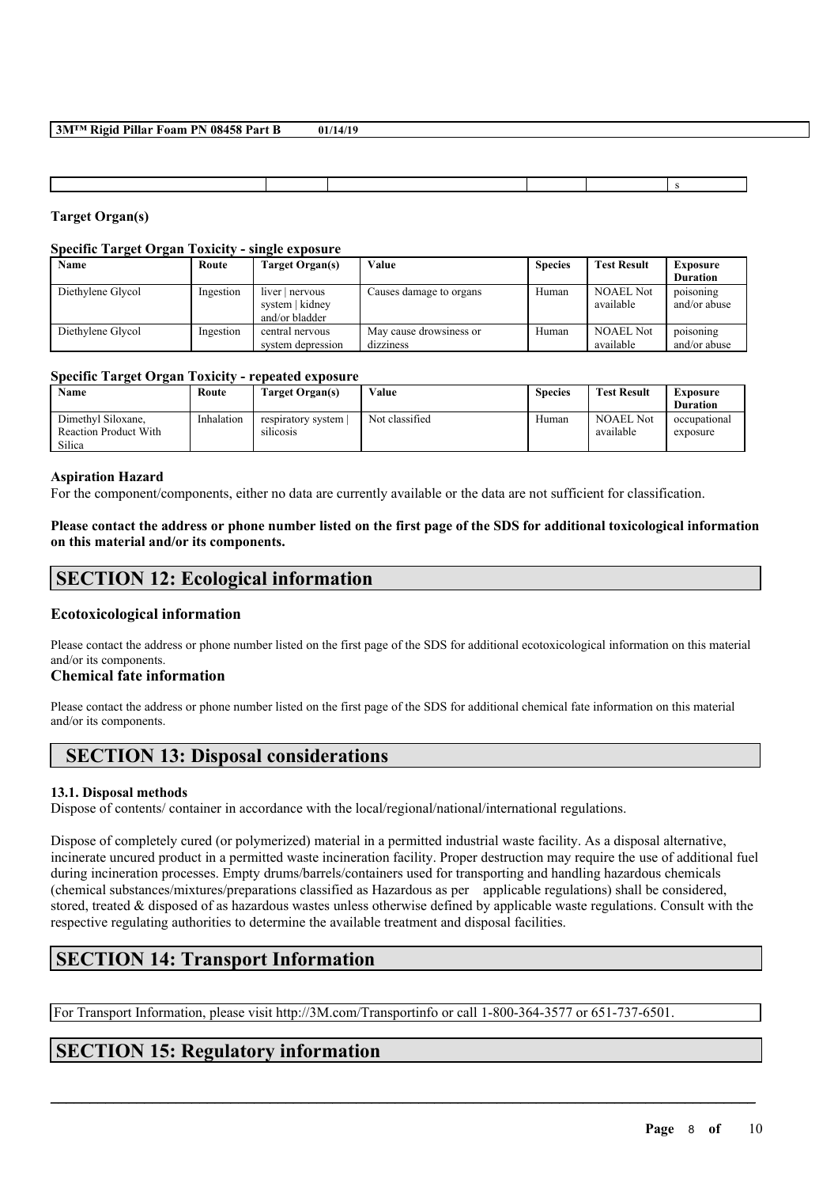| | | | | | | s |
|---|---|---|---|---|---|---|

**Target Organ(s)**

**Specific Target Organ Toxicity - single exposure**

| Name | Route | Target Organ(s) | Value | Species | Test Result | Exposure Duration |
|---|---|---|---|---|---|---|
| Diethylene Glycol | Ingestion | liver \| nervous system \| kidney and/or bladder | Causes damage to organs | Human | NOAEL Not available | poisoning and/or abuse |
| Diethylene Glycol | Ingestion | central nervous system depression | May cause drowsiness or dizziness | Human | NOAEL Not available | poisoning and/or abuse |

**Specific Target Organ Toxicity - repeated exposure**

| Name | Route | Target Organ(s) | Value | Species | Test Result | Exposure Duration |
|---|---|---|---|---|---|---|
| Dimethyl Siloxane, Reaction Product With Silica | Inhalation | respiratory system \| silicosis | Not classified | Human | NOAEL Not available | occupational exposure |

**Aspiration Hazard**

For the component/components, either no data are currently available or the data are not sufficient for classification.

**Please contact the address or phone number listed on the first page of the SDS for additional toxicological information on this material and/or its components.**

# SECTION 12: Ecological information

### Ecotoxicological information

Please contact the address or phone number listed on the first page of the SDS for additional ecotoxicological information on this material and/or its components.

### Chemical fate information

Please contact the address or phone number listed on the first page of the SDS for additional chemical fate information on this material and/or its components.

# SECTION 13: Disposal considerations

**13.1. Disposal methods**

Dispose of contents/ container in accordance with the local/regional/national/international regulations.

Dispose of completely cured (or polymerized) material in a permitted industrial waste facility. As a disposal alternative, incinerate uncured product in a permitted waste incineration facility. Proper destruction may require the use of additional fuel during incineration processes. Empty drums/barrels/containers used for transporting and handling hazardous chemicals (chemical substances/mixtures/preparations classified as Hazardous as per applicable regulations) shall be considered, stored, treated & disposed of as hazardous wastes unless otherwise defined by applicable waste regulations. Consult with the respective regulating authorities to determine the available treatment and disposal facilities.

# SECTION 14: Transport Information

For Transport Information, please visit http://3M.com/Transportinfo or call 1-800-364-3577 or 651-737-6501.

# SECTION 15: Regulatory information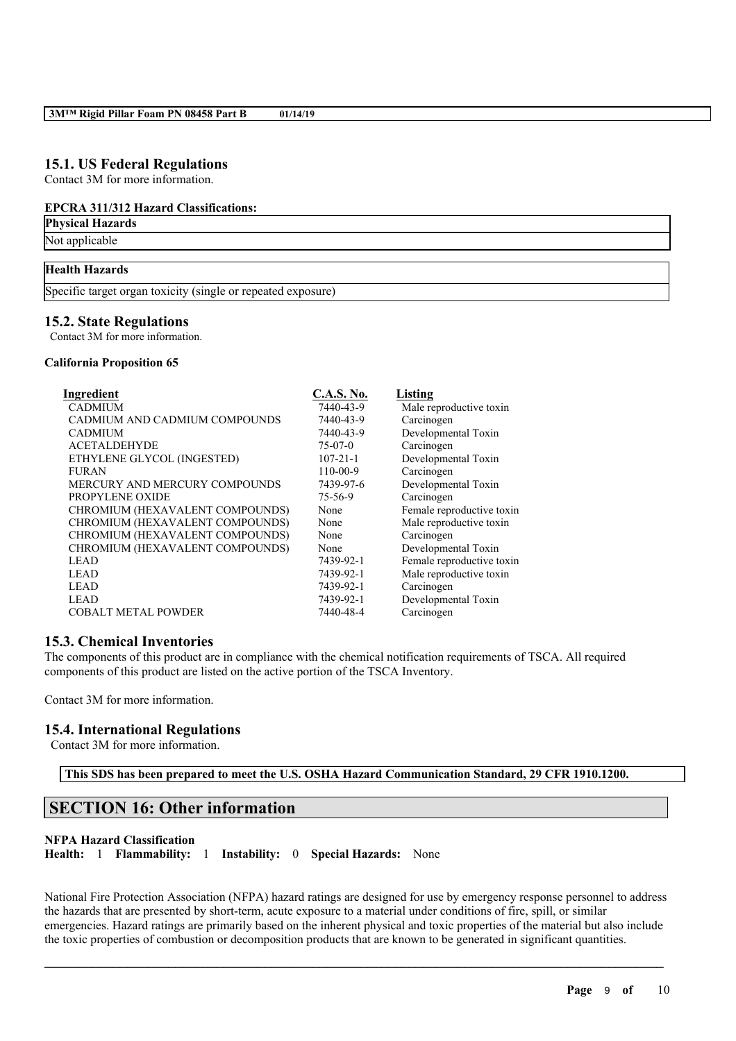## 15.1. US Federal Regulations

Contact 3M for more information.

**EPCRA 311/312 Hazard Classifications:**

| Physical Hazards |
|---|
| Not applicable |

| Health Hazards |
|---|
| Specific target organ toxicity (single or repeated exposure) |

## 15.2. State Regulations

Contact 3M for more information.

**California Proposition 65**

| Ingredient | C.A.S. No. | Listing |
|---|---|---|
| CADMIUM | 7440-43-9 | Male reproductive toxin |
| CADMIUM AND CADMIUM COMPOUNDS | 7440-43-9 | Carcinogen |
| CADMIUM | 7440-43-9 | Developmental Toxin |
| ACETALDEHYDE | 75-07-0 | Carcinogen |
| ETHYLENE GLYCOL (INGESTED) | 107-21-1 | Developmental Toxin |
| FURAN | 110-00-9 | Carcinogen |
| MERCURY AND MERCURY COMPOUNDS | 7439-97-6 | Developmental Toxin |
| PROPYLENE OXIDE | 75-56-9 | Carcinogen |
| CHROMIUM (HEXAVALENT COMPOUNDS) | None | Female reproductive toxin |
| CHROMIUM (HEXAVALENT COMPOUNDS) | None | Male reproductive toxin |
| CHROMIUM (HEXAVALENT COMPOUNDS) | None | Carcinogen |
| CHROMIUM (HEXAVALENT COMPOUNDS) | None | Developmental Toxin |
| LEAD | 7439-92-1 | Female reproductive toxin |
| LEAD | 7439-92-1 | Male reproductive toxin |
| LEAD | 7439-92-1 | Carcinogen |
| LEAD | 7439-92-1 | Developmental Toxin |
| COBALT METAL POWDER | 7440-48-4 | Carcinogen |

## 15.3. Chemical Inventories

The components of this product are in compliance with the chemical notification requirements of TSCA. All required components of this product are listed on the active portion of the TSCA Inventory.

Contact 3M for more information.

## 15.4. International Regulations

Contact 3M for more information.

**This SDS has been prepared to meet the U.S. OSHA Hazard Communication Standard, 29 CFR 1910.1200.**

# SECTION 16: Other information

**NFPA Hazard Classification**

**Health:** 1 **Flammability:** 1 **Instability:** 0 **Special Hazards:** None

National Fire Protection Association (NFPA) hazard ratings are designed for use by emergency response personnel to address the hazards that are presented by short-term, acute exposure to a material under conditions of fire, spill, or similar emergencies. Hazard ratings are primarily based on the inherent physical and toxic properties of the material but also include the toxic properties of combustion or decomposition products that are known to be generated in significant quantities.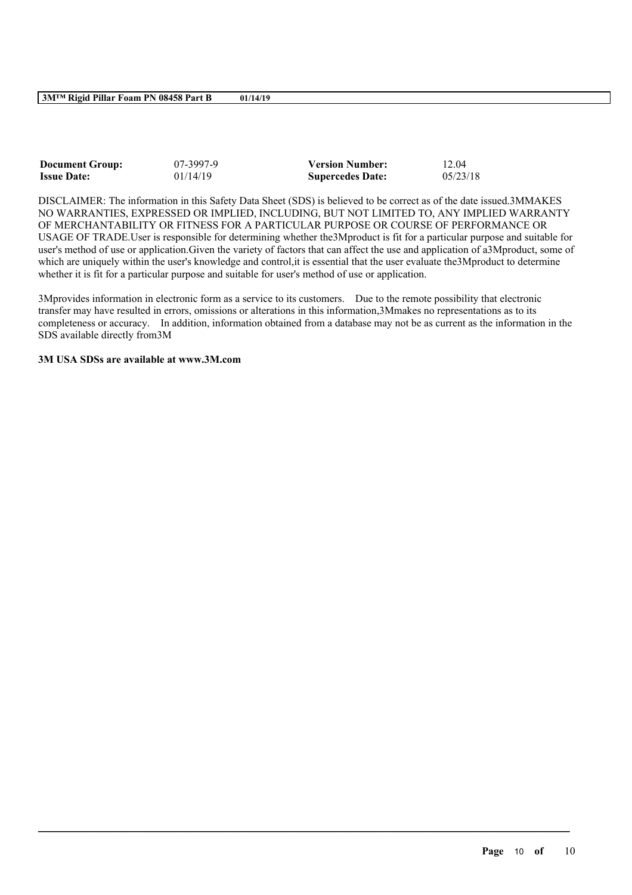| Document Group: | 07-3997-9 | Version Number: | 12.04 |
| --- | --- | --- | --- |
| Issue Date: | 01/14/19 | Supercedes Date: | 05/23/18 |

DISCLAIMER: The information in this Safety Data Sheet (SDS) is believed to be correct as of the date issued.3MMAKES NO WARRANTIES, EXPRESSED OR IMPLIED, INCLUDING, BUT NOT LIMITED TO, ANY IMPLIED WARRANTY OF MERCHANTABILITY OR FITNESS FOR A PARTICULAR PURPOSE OR COURSE OF PERFORMANCE OR USAGE OF TRADE.User is responsible for determining whether the3Mproduct is fit for a particular purpose and suitable for user's method of use or application.Given the variety of factors that can affect the use and application of a3Mproduct, some of which are uniquely within the user's knowledge and control,it is essential that the user evaluate the3Mproduct to determine whether it is fit for a particular purpose and suitable for user's method of use or application.

3Mprovides information in electronic form as a service to its customers. Due to the remote possibility that electronic transfer may have resulted in errors, omissions or alterations in this information,3Mmakes no representations as to its completeness or accuracy. In addition, information obtained from a database may not be as current as the information in the SDS available directly from3M

**3M USA SDSs are available at www.3M.com**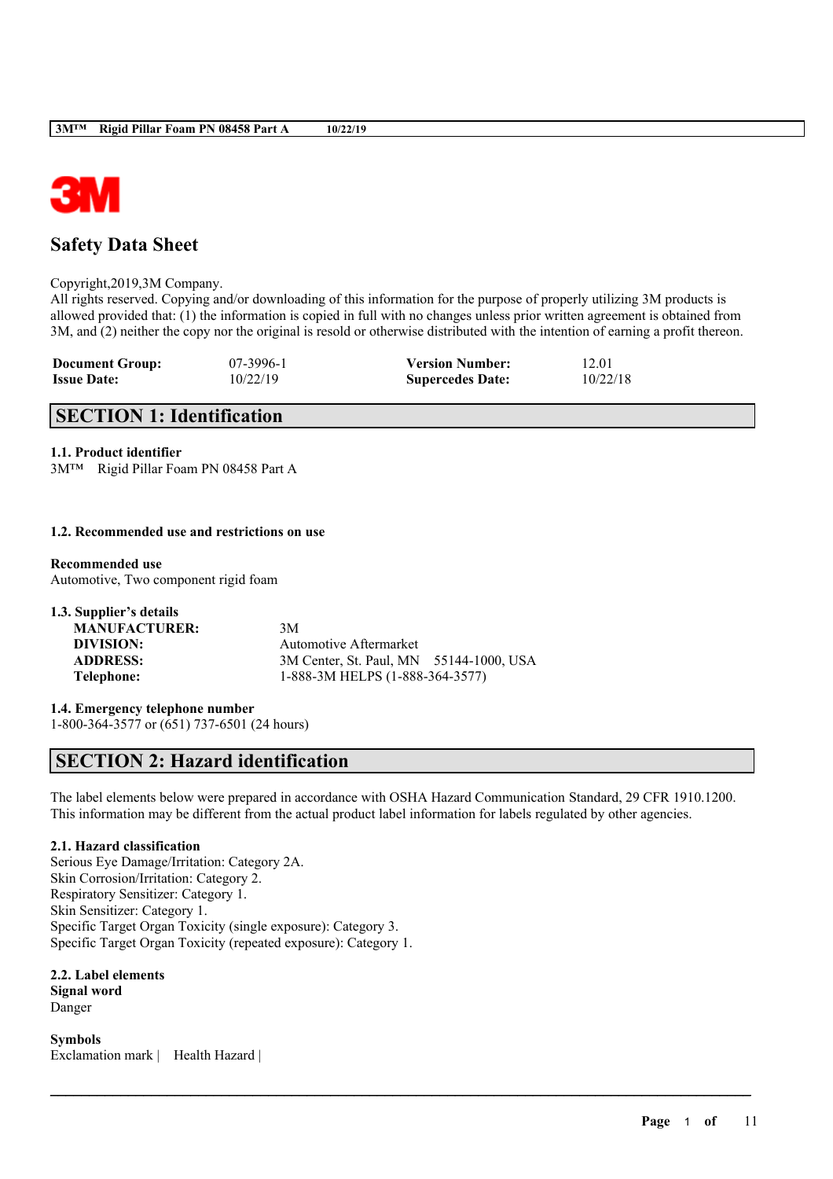**3M**

# Safety Data Sheet

Copyright,2019,3M Company.
All rights reserved. Copying and/or downloading of this information for the purpose of properly utilizing 3M products is allowed provided that: (1) the information is copied in full with no changes unless prior written agreement is obtained from 3M, and (2) neither the copy nor the original is resold or otherwise distributed with the intention of earning a profit thereon.

| | | | |
|---|---|---|---|
| **Document Group:** | 07-3996-1 | **Version Number:** | 12.01 |
| **Issue Date:** | 10/22/19 | **Supercedes Date:** | 10/22/18 |

## SECTION 1: Identification

### 1.1. Product identifier

3M™ Rigid Pillar Foam PN 08458 Part A

### 1.2. Recommended use and restrictions on use

**Recommended use**
Automotive, Two component rigid foam

### 1.3. Supplier's details

| | |
|---|---|
| **MANUFACTURER:** | 3M |
| **DIVISION:** | Automotive Aftermarket |
| **ADDRESS:** | 3M Center, St. Paul, MN 55144-1000, USA |
| **Telephone:** | 1-888-3M HELPS (1-888-364-3577) |

### 1.4. Emergency telephone number

1-800-364-3577 or (651) 737-6501 (24 hours)

## SECTION 2: Hazard identification

The label elements below were prepared in accordance with OSHA Hazard Communication Standard, 29 CFR 1910.1200. This information may be different from the actual product label information for labels regulated by other agencies.

### 2.1. Hazard classification

Serious Eye Damage/Irritation: Category 2A.
Skin Corrosion/Irritation: Category 2.
Respiratory Sensitizer: Category 1.
Skin Sensitizer: Category 1.
Specific Target Organ Toxicity (single exposure): Category 3.
Specific Target Organ Toxicity (repeated exposure): Category 1.

### 2.2. Label elements

**Signal word**
Danger

**Symbols**
Exclamation mark | Health Hazard |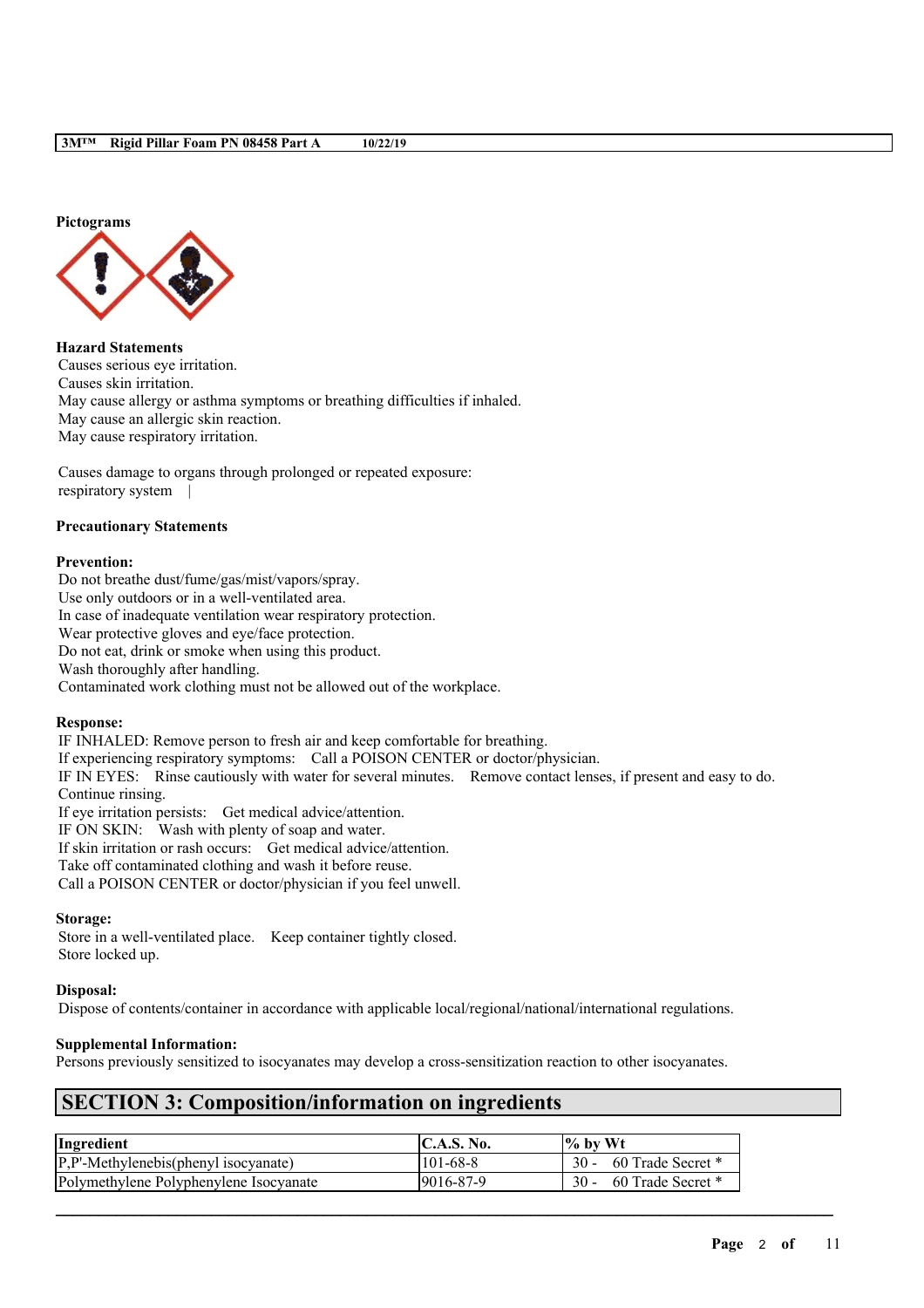**Pictograms**

**Hazard Statements**
Causes serious eye irritation.
Causes skin irritation.
May cause allergy or asthma symptoms or breathing difficulties if inhaled.
May cause an allergic skin reaction.
May cause respiratory irritation.

Causes damage to organs through prolonged or repeated exposure:
respiratory system |

**Precautionary Statements**

**Prevention:**
Do not breathe dust/fume/gas/mist/vapors/spray.
Use only outdoors or in a well-ventilated area.
In case of inadequate ventilation wear respiratory protection.
Wear protective gloves and eye/face protection.
Do not eat, drink or smoke when using this product.
Wash thoroughly after handling.
Contaminated work clothing must not be allowed out of the workplace.

**Response:**
IF INHALED: Remove person to fresh air and keep comfortable for breathing.
If experiencing respiratory symptoms: Call a POISON CENTER or doctor/physician.
IF IN EYES: Rinse cautiously with water for several minutes. Remove contact lenses, if present and easy to do. Continue rinsing.
If eye irritation persists: Get medical advice/attention.
IF ON SKIN: Wash with plenty of soap and water.
If skin irritation or rash occurs: Get medical advice/attention.
Take off contaminated clothing and wash it before reuse.
Call a POISON CENTER or doctor/physician if you feel unwell.

**Storage:**
Store in a well-ventilated place. Keep container tightly closed.
Store locked up.

**Disposal:**
Dispose of contents/container in accordance with applicable local/regional/national/international regulations.

**Supplemental Information:**
Persons previously sensitized to isocyanates may develop a cross-sensitization reaction to other isocyanates.

## SECTION 3: Composition/information on ingredients

| Ingredient | C.A.S. No. | % by Wt |
|---|---|---|
| P,P'-Methylenebis(phenyl isocyanate) | 101-68-8 | 30 - 60 Trade Secret * |
| Polymethylene Polyphenylene Isocyanate | 9016-87-9 | 30 - 60 Trade Secret * |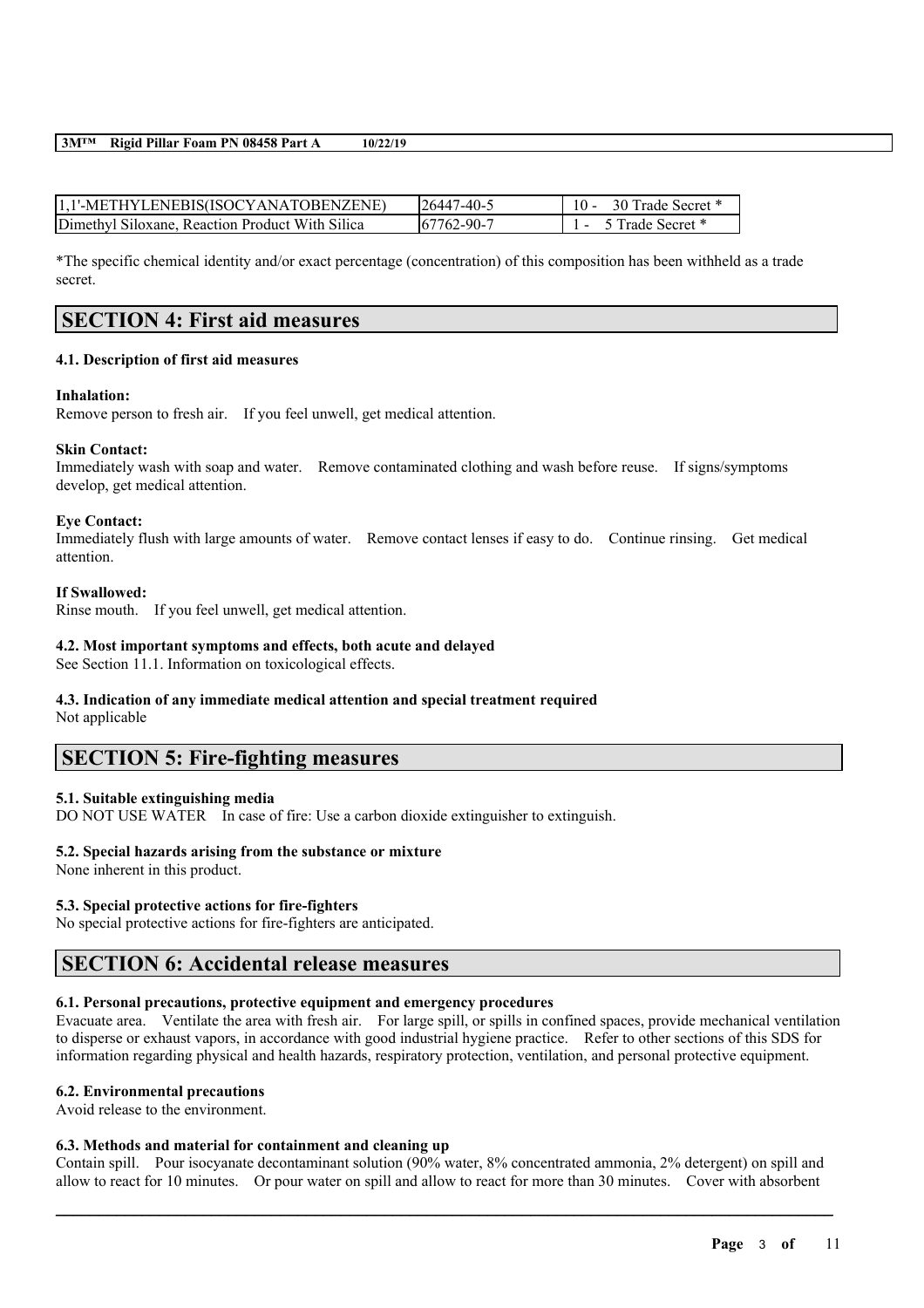| | | |
|---|---|---|
| 1,1'-METHYLENEBIS(ISOCYANATOBENZENE) | 26447-40-5 | 10 - 30 Trade Secret * |
| Dimethyl Siloxane, Reaction Product With Silica | 67762-90-7 | 1 - 5 Trade Secret * |

*The specific chemical identity and/or exact percentage (concentration) of this composition has been withheld as a trade secret.

## SECTION 4: First aid measures

### 4.1. Description of first aid measures

**Inhalation:**
Remove person to fresh air. If you feel unwell, get medical attention.

**Skin Contact:**
Immediately wash with soap and water. Remove contaminated clothing and wash before reuse. If signs/symptoms develop, get medical attention.

**Eye Contact:**
Immediately flush with large amounts of water. Remove contact lenses if easy to do. Continue rinsing. Get medical attention.

**If Swallowed:**
Rinse mouth. If you feel unwell, get medical attention.

### 4.2. Most important symptoms and effects, both acute and delayed

See Section 11.1. Information on toxicological effects.

### 4.3. Indication of any immediate medical attention and special treatment required

Not applicable

## SECTION 5: Fire-fighting measures

### 5.1. Suitable extinguishing media

DO NOT USE WATER In case of fire: Use a carbon dioxide extinguisher to extinguish.

### 5.2. Special hazards arising from the substance or mixture

None inherent in this product.

### 5.3. Special protective actions for fire-fighters

No special protective actions for fire-fighters are anticipated.

## SECTION 6: Accidental release measures

### 6.1. Personal precautions, protective equipment and emergency procedures

Evacuate area. Ventilate the area with fresh air. For large spill, or spills in confined spaces, provide mechanical ventilation to disperse or exhaust vapors, in accordance with good industrial hygiene practice. Refer to other sections of this SDS for information regarding physical and health hazards, respiratory protection, ventilation, and personal protective equipment.

### 6.2. Environmental precautions

Avoid release to the environment.

### 6.3. Methods and material for containment and cleaning up

Contain spill. Pour isocyanate decontaminant solution (90% water, 8% concentrated ammonia, 2% detergent) on spill and allow to react for 10 minutes. Or pour water on spill and allow to react for more than 30 minutes. Cover with absorbent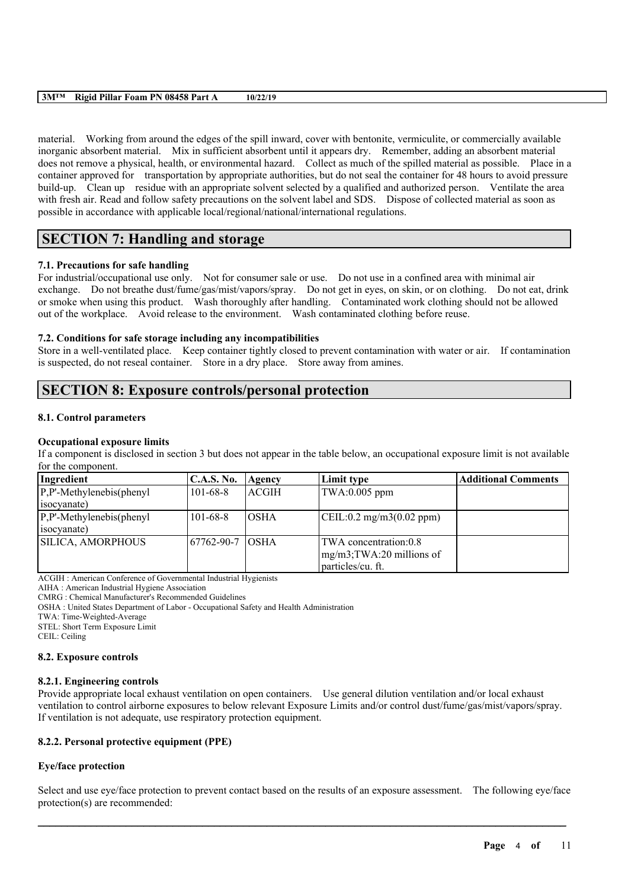material. Working from around the edges of the spill inward, cover with bentonite, vermiculite, or commercially available inorganic absorbent material. Mix in sufficient absorbent until it appears dry. Remember, adding an absorbent material does not remove a physical, health, or environmental hazard. Collect as much of the spilled material as possible. Place in a container approved for transportation by appropriate authorities, but do not seal the container for 48 hours to avoid pressure build-up. Clean up residue with an appropriate solvent selected by a qualified and authorized person. Ventilate the area with fresh air. Read and follow safety precautions on the solvent label and SDS. Dispose of collected material as soon as possible in accordance with applicable local/regional/national/international regulations.

# SECTION 7: Handling and storage

### 7.1. Precautions for safe handling

For industrial/occupational use only. Not for consumer sale or use. Do not use in a confined area with minimal air exchange. Do not breathe dust/fume/gas/mist/vapors/spray. Do not get in eyes, on skin, or on clothing. Do not eat, drink or smoke when using this product. Wash thoroughly after handling. Contaminated work clothing should not be allowed out of the workplace. Avoid release to the environment. Wash contaminated clothing before reuse.

### 7.2. Conditions for safe storage including any incompatibilities

Store in a well-ventilated place. Keep container tightly closed to prevent contamination with water or air. If contamination is suspected, do not reseal container. Store in a dry place. Store away from amines.

# SECTION 8: Exposure controls/personal protection

### 8.1. Control parameters

**Occupational exposure limits**

If a component is disclosed in section 3 but does not appear in the table below, an occupational exposure limit is not available for the component.

| Ingredient | C.A.S. No. | Agency | Limit type | Additional Comments |
|---|---|---|---|---|
| P,P'-Methylenebis(phenyl isocyanate) | 101-68-8 | ACGIH | TWA:0.005 ppm | |
| P,P'-Methylenebis(phenyl isocyanate) | 101-68-8 | OSHA | CEIL:0.2 mg/m3(0.02 ppm) | |
| SILICA, AMORPHOUS | 67762-90-7 | OSHA | TWA concentration:0.8 mg/m3;TWA:20 millions of particles/cu. ft. | |

ACGIH : American Conference of Governmental Industrial Hygienists
AIHA : American Industrial Hygiene Association
CMRG : Chemical Manufacturer's Recommended Guidelines
OSHA : United States Department of Labor - Occupational Safety and Health Administration
TWA: Time-Weighted-Average
STEL: Short Term Exposure Limit
CEIL: Ceiling

### 8.2. Exposure controls

#### 8.2.1. Engineering controls

Provide appropriate local exhaust ventilation on open containers. Use general dilution ventilation and/or local exhaust ventilation to control airborne exposures to below relevant Exposure Limits and/or control dust/fume/gas/mist/vapors/spray. If ventilation is not adequate, use respiratory protection equipment.

#### 8.2.2. Personal protective equipment (PPE)

**Eye/face protection**

Select and use eye/face protection to prevent contact based on the results of an exposure assessment. The following eye/face protection(s) are recommended: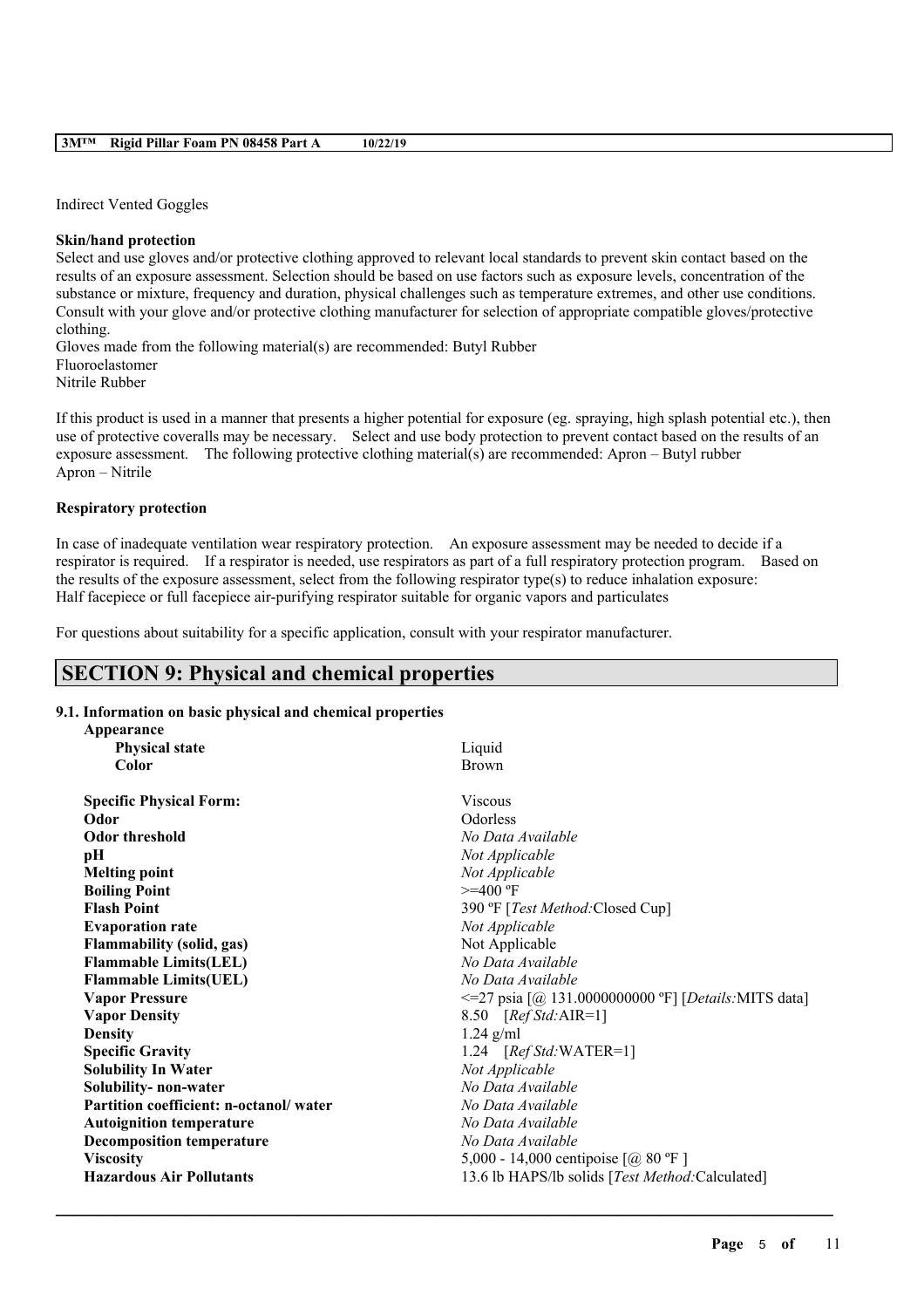Indirect Vented Goggles

**Skin/hand protection**

Select and use gloves and/or protective clothing approved to relevant local standards to prevent skin contact based on the results of an exposure assessment. Selection should be based on use factors such as exposure levels, concentration of the substance or mixture, frequency and duration, physical challenges such as temperature extremes, and other use conditions. Consult with your glove and/or protective clothing manufacturer for selection of appropriate compatible gloves/protective clothing.

Gloves made from the following material(s) are recommended: Butyl Rubber
Fluoroelastomer
Nitrile Rubber

If this product is used in a manner that presents a higher potential for exposure (eg. spraying, high splash potential etc.), then use of protective coveralls may be necessary. Select and use body protection to prevent contact based on the results of an exposure assessment. The following protective clothing material(s) are recommended: Apron – Butyl rubber
Apron – Nitrile

**Respiratory protection**

In case of inadequate ventilation wear respiratory protection. An exposure assessment may be needed to decide if a respirator is required. If a respirator is needed, use respirators as part of a full respiratory protection program. Based on the results of the exposure assessment, select from the following respirator type(s) to reduce inhalation exposure:
Half facepiece or full facepiece air-purifying respirator suitable for organic vapors and particulates

For questions about suitability for a specific application, consult with your respirator manufacturer.

## SECTION 9: Physical and chemical properties

### 9.1. Information on basic physical and chemical properties

| | |
|---|---|
| **Appearance** | |
| **Physical state** | Liquid |
| **Color** | Brown |
| **Specific Physical Form:** | Viscous |
| **Odor** | Odorless |
| **Odor threshold** | *No Data Available* |
| **pH** | *Not Applicable* |
| **Melting point** | *Not Applicable* |
| **Boiling Point** | >=400 ºF |
| **Flash Point** | 390 ºF [*Test Method:*Closed Cup] |
| **Evaporation rate** | *Not Applicable* |
| **Flammability (solid, gas)** | Not Applicable |
| **Flammable Limits(LEL)** | *No Data Available* |
| **Flammable Limits(UEL)** | *No Data Available* |
| **Vapor Pressure** | <=27 psia [@ 131.0000000000 ºF] [*Details:*MITS data] |
| **Vapor Density** | 8.50 [*Ref Std:*AIR=1] |
| **Density** | 1.24 g/ml |
| **Specific Gravity** | 1.24 [*Ref Std:*WATER=1] |
| **Solubility In Water** | *Not Applicable* |
| **Solubility- non-water** | *No Data Available* |
| **Partition coefficient: n-octanol/ water** | *No Data Available* |
| **Autoignition temperature** | *No Data Available* |
| **Decomposition temperature** | *No Data Available* |
| **Viscosity** | 5,000 - 14,000 centipoise [@ 80 ºF ] |
| **Hazardous Air Pollutants** | 13.6 lb HAPS/lb solids [*Test Method:*Calculated] |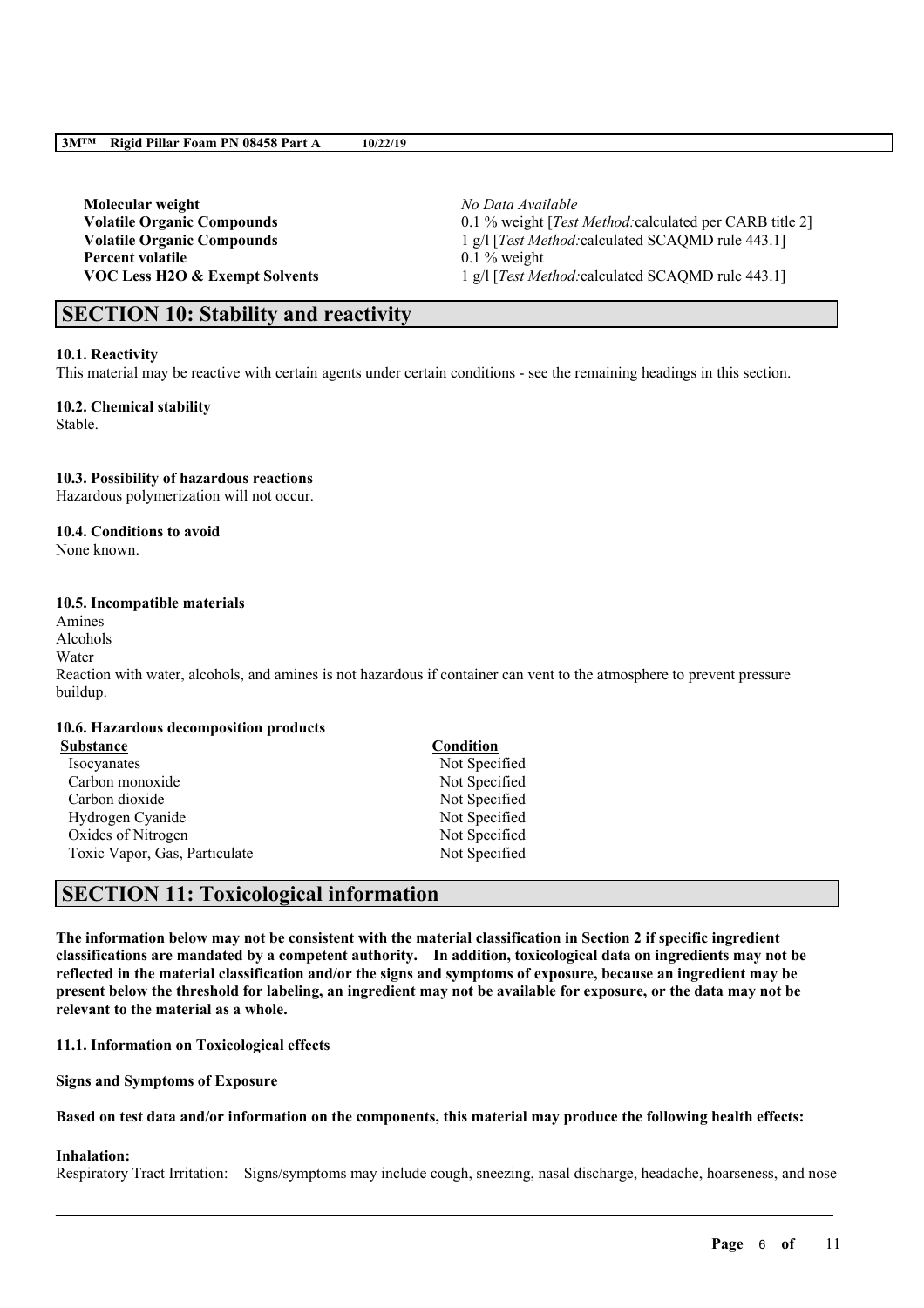| | |
|---|---|
| **Molecular weight** | *No Data Available* |
| **Volatile Organic Compounds** | 0.1 % weight [*Test Method:*calculated per CARB title 2] |
| **Volatile Organic Compounds** | 1 g/l [*Test Method:*calculated SCAQMD rule 443.1] |
| **Percent volatile** | 0.1 % weight |
| **VOC Less H2O & Exempt Solvents** | 1 g/l [*Test Method:*calculated SCAQMD rule 443.1] |

## SECTION 10: Stability and reactivity

**10.1. Reactivity**

This material may be reactive with certain agents under certain conditions - see the remaining headings in this section.

**10.2. Chemical stability**

Stable.

**10.3. Possibility of hazardous reactions**

Hazardous polymerization will not occur.

**10.4. Conditions to avoid**

None known.

**10.5. Incompatible materials**

Amines
Alcohols
Water

Reaction with water, alcohols, and amines is not hazardous if container can vent to the atmosphere to prevent pressure buildup.

**10.6. Hazardous decomposition products**

| Substance | Condition |
|---|---|
| Isocyanates | Not Specified |
| Carbon monoxide | Not Specified |
| Carbon dioxide | Not Specified |
| Hydrogen Cyanide | Not Specified |
| Oxides of Nitrogen | Not Specified |
| Toxic Vapor, Gas, Particulate | Not Specified |

## SECTION 11: Toxicological information

**The information below may not be consistent with the material classification in Section 2 if specific ingredient classifications are mandated by a competent authority. In addition, toxicological data on ingredients may not be reflected in the material classification and/or the signs and symptoms of exposure, because an ingredient may be present below the threshold for labeling, an ingredient may not be available for exposure, or the data may not be relevant to the material as a whole.**

**11.1. Information on Toxicological effects**

**Signs and Symptoms of Exposure**

**Based on test data and/or information on the components, this material may produce the following health effects:**

**Inhalation:**

Respiratory Tract Irritation: Signs/symptoms may include cough, sneezing, nasal discharge, headache, hoarseness, and nose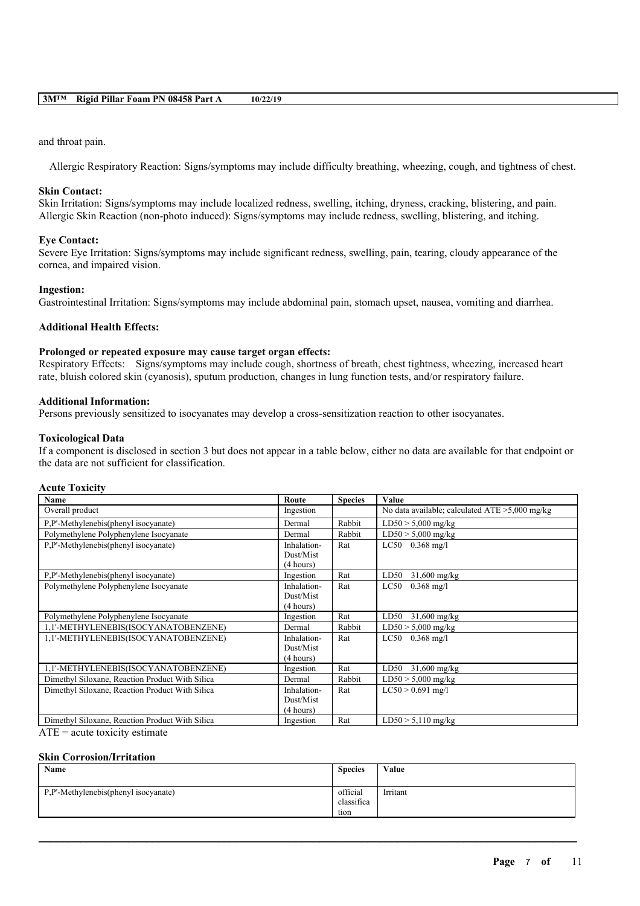and throat pain.

Allergic Respiratory Reaction: Signs/symptoms may include difficulty breathing, wheezing, cough, and tightness of chest.

**Skin Contact:**
Skin Irritation: Signs/symptoms may include localized redness, swelling, itching, dryness, cracking, blistering, and pain.
Allergic Skin Reaction (non-photo induced): Signs/symptoms may include redness, swelling, blistering, and itching.

**Eye Contact:**
Severe Eye Irritation: Signs/symptoms may include significant redness, swelling, pain, tearing, cloudy appearance of the cornea, and impaired vision.

**Ingestion:**
Gastrointestinal Irritation: Signs/symptoms may include abdominal pain, stomach upset, nausea, vomiting and diarrhea.

**Additional Health Effects:**

**Prolonged or repeated exposure may cause target organ effects:**
Respiratory Effects: Signs/symptoms may include cough, shortness of breath, chest tightness, wheezing, increased heart rate, bluish colored skin (cyanosis), sputum production, changes in lung function tests, and/or respiratory failure.

**Additional Information:**
Persons previously sensitized to isocyanates may develop a cross-sensitization reaction to other isocyanates.

**Toxicological Data**
If a component is disclosed in section 3 but does not appear in a table below, either no data are available for that endpoint or the data are not sufficient for classification.

**Acute Toxicity**

| Name | Route | Species | Value |
|---|---|---|---|
| Overall product | Ingestion | | No data available; calculated ATE >5,000 mg/kg |
| P,P'-Methylenebis(phenyl isocyanate) | Dermal | Rabbit | LD50 > 5,000 mg/kg |
| Polymethylene Polyphenylene Isocyanate | Dermal | Rabbit | LD50 > 5,000 mg/kg |
| P,P'-Methylenebis(phenyl isocyanate) | Inhalation-Dust/Mist (4 hours) | Rat | LC50 0.368 mg/l |
| P,P'-Methylenebis(phenyl isocyanate) | Ingestion | Rat | LD50 31,600 mg/kg |
| Polymethylene Polyphenylene Isocyanate | Inhalation-Dust/Mist (4 hours) | Rat | LC50 0.368 mg/l |
| Polymethylene Polyphenylene Isocyanate | Ingestion | Rat | LD50 31,600 mg/kg |
| 1,1'-METHYLENEBIS(ISOCYANATOBENZENE) | Dermal | Rabbit | LD50 > 5,000 mg/kg |
| 1,1'-METHYLENEBIS(ISOCYANATOBENZENE) | Inhalation-Dust/Mist (4 hours) | Rat | LC50 0.368 mg/l |
| 1,1'-METHYLENEBIS(ISOCYANATOBENZENE) | Ingestion | Rat | LD50 31,600 mg/kg |
| Dimethyl Siloxane, Reaction Product With Silica | Dermal | Rabbit | LD50 > 5,000 mg/kg |
| Dimethyl Siloxane, Reaction Product With Silica | Inhalation-Dust/Mist (4 hours) | Rat | LC50 > 0.691 mg/l |
| Dimethyl Siloxane, Reaction Product With Silica | Ingestion | Rat | LD50 > 5,110 mg/kg |

ATE = acute toxicity estimate

**Skin Corrosion/Irritation**

| Name | Species | Value |
|---|---|---|
| P,P'-Methylenebis(phenyl isocyanate) | official classification | Irritant |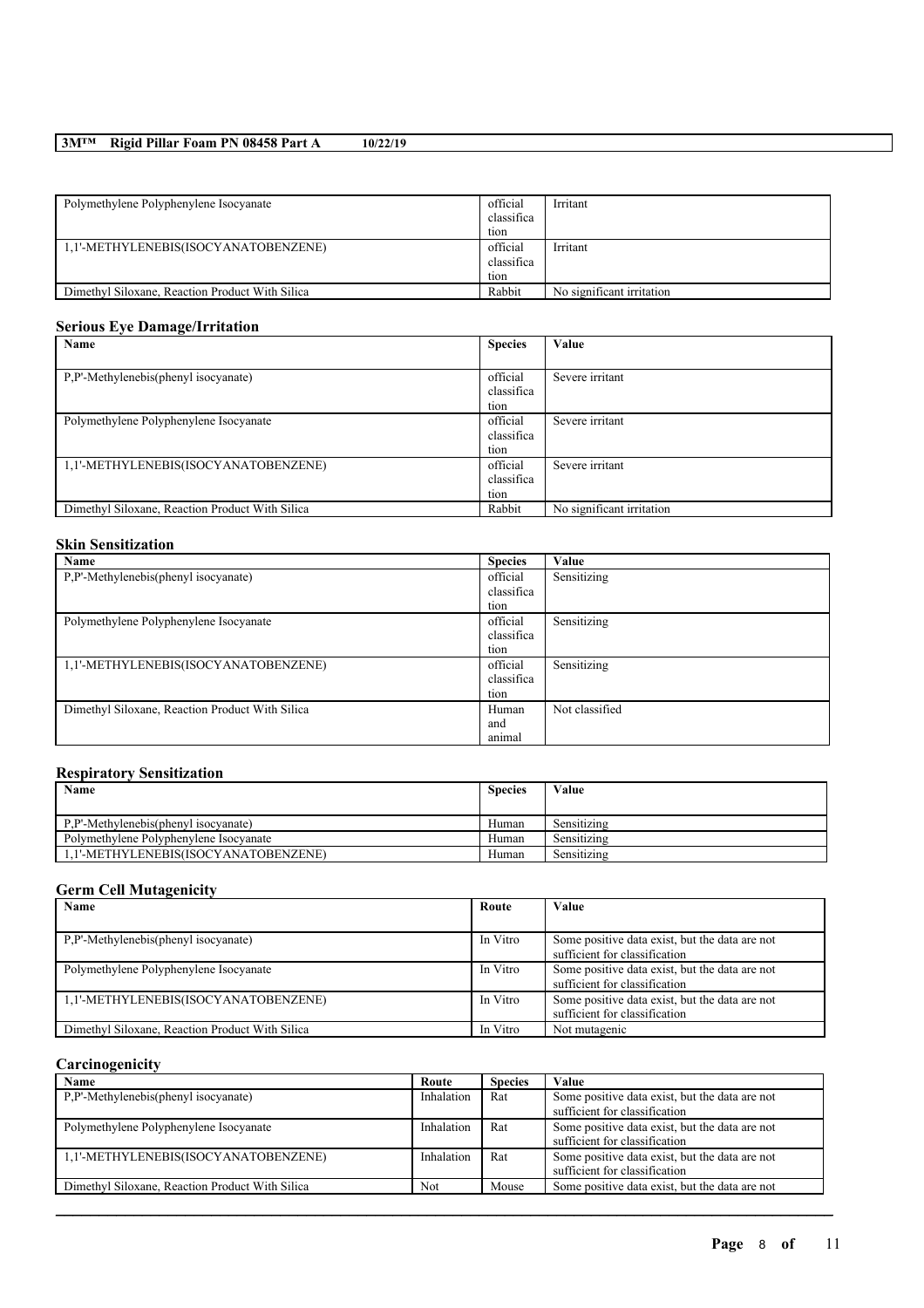| Polymethylene Polyphenylene Isocyanate | official classification | Irritant |
|---|---|---|
| 1,1'-METHYLENEBIS(ISOCYANATOBENZENE) | official classification | Irritant |
| Dimethyl Siloxane, Reaction Product With Silica | Rabbit | No significant irritation |

### Serious Eye Damage/Irritation

| Name | Species | Value |
|---|---|---|
| P,P'-Methylenebis(phenyl isocyanate) | official classification | Severe irritant |
| Polymethylene Polyphenylene Isocyanate | official classification | Severe irritant |
| 1,1'-METHYLENEBIS(ISOCYANATOBENZENE) | official classification | Severe irritant |
| Dimethyl Siloxane, Reaction Product With Silica | Rabbit | No significant irritation |

### Skin Sensitization

| Name | Species | Value |
|---|---|---|
| P,P'-Methylenebis(phenyl isocyanate) | official classification | Sensitizing |
| Polymethylene Polyphenylene Isocyanate | official classification | Sensitizing |
| 1,1'-METHYLENEBIS(ISOCYANATOBENZENE) | official classification | Sensitizing |
| Dimethyl Siloxane, Reaction Product With Silica | Human and animal | Not classified |

### Respiratory Sensitization

| Name | Species | Value |
|---|---|---|
| P,P'-Methylenebis(phenyl isocyanate) | Human | Sensitizing |
| Polymethylene Polyphenylene Isocyanate | Human | Sensitizing |
| 1,1'-METHYLENEBIS(ISOCYANATOBENZENE) | Human | Sensitizing |

### Germ Cell Mutagenicity

| Name | Route | Value |
|---|---|---|
| P,P'-Methylenebis(phenyl isocyanate) | In Vitro | Some positive data exist, but the data are not sufficient for classification |
| Polymethylene Polyphenylene Isocyanate | In Vitro | Some positive data exist, but the data are not sufficient for classification |
| 1,1'-METHYLENEBIS(ISOCYANATOBENZENE) | In Vitro | Some positive data exist, but the data are not sufficient for classification |
| Dimethyl Siloxane, Reaction Product With Silica | In Vitro | Not mutagenic |

### Carcinogenicity

| Name | Route | Species | Value |
|---|---|---|---|
| P,P'-Methylenebis(phenyl isocyanate) | Inhalation | Rat | Some positive data exist, but the data are not sufficient for classification |
| Polymethylene Polyphenylene Isocyanate | Inhalation | Rat | Some positive data exist, but the data are not sufficient for classification |
| 1,1'-METHYLENEBIS(ISOCYANATOBENZENE) | Inhalation | Rat | Some positive data exist, but the data are not sufficient for classification |
| Dimethyl Siloxane, Reaction Product With Silica | Not | Mouse | Some positive data exist, but the data are not |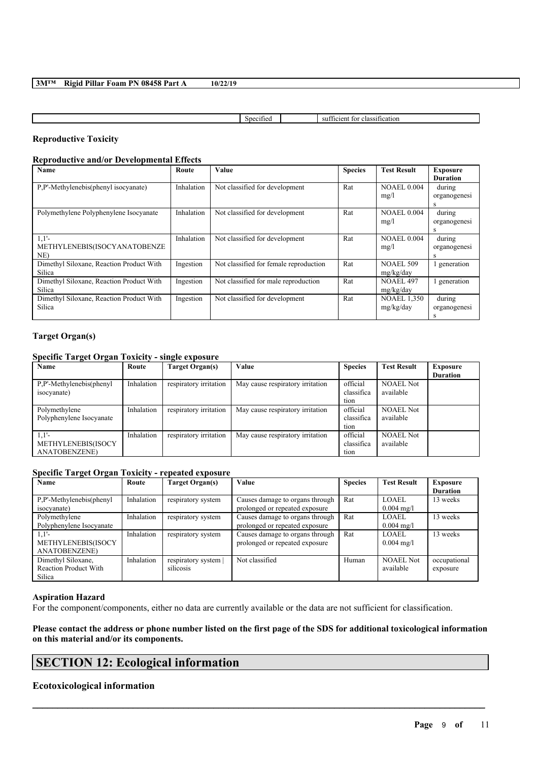| | Specified | | sufficient for classification |
|---|---|---|---|

### Reproductive Toxicity

#### Reproductive and/or Developmental Effects

| Name | Route | Value | Species | Test Result | Exposure Duration |
|---|---|---|---|---|---|
| P,P'-Methylenebis(phenyl isocyanate) | Inhalation | Not classified for development | Rat | NOAEL 0.004 mg/l | during organogenesis |
| Polymethylene Polyphenylene Isocyanate | Inhalation | Not classified for development | Rat | NOAEL 0.004 mg/l | during organogenesis |
| 1,1'-METHYLENEBIS(ISOCYANATOBENZENE) | Inhalation | Not classified for development | Rat | NOAEL 0.004 mg/l | during organogenesis |
| Dimethyl Siloxane, Reaction Product With Silica | Ingestion | Not classified for female reproduction | Rat | NOAEL 509 mg/kg/day | 1 generation |
| Dimethyl Siloxane, Reaction Product With Silica | Ingestion | Not classified for male reproduction | Rat | NOAEL 497 mg/kg/day | 1 generation |
| Dimethyl Siloxane, Reaction Product With Silica | Ingestion | Not classified for development | Rat | NOAEL 1,350 mg/kg/day | during organogenesis |

### Target Organ(s)

#### Specific Target Organ Toxicity - single exposure

| Name | Route | Target Organ(s) | Value | Species | Test Result | Exposure Duration |
|---|---|---|---|---|---|---|
| P,P'-Methylenebis(phenyl isocyanate) | Inhalation | respiratory irritation | May cause respiratory irritation | official classification | NOAEL Not available | |
| Polymethylene Polyphenylene Isocyanate | Inhalation | respiratory irritation | May cause respiratory irritation | official classification | NOAEL Not available | |
| 1,1'-METHYLENEBIS(ISOCYANATOBENZENE) | Inhalation | respiratory irritation | May cause respiratory irritation | official classification | NOAEL Not available | |

#### Specific Target Organ Toxicity - repeated exposure

| Name | Route | Target Organ(s) | Value | Species | Test Result | Exposure Duration |
|---|---|---|---|---|---|---|
| P,P'-Methylenebis(phenyl isocyanate) | Inhalation | respiratory system | Causes damage to organs through prolonged or repeated exposure | Rat | LOAEL 0.004 mg/l | 13 weeks |
| Polymethylene Polyphenylene Isocyanate | Inhalation | respiratory system | Causes damage to organs through prolonged or repeated exposure | Rat | LOAEL 0.004 mg/l | 13 weeks |
| 1,1'-METHYLENEBIS(ISOCYANATOBENZENE) | Inhalation | respiratory system | Causes damage to organs through prolonged or repeated exposure | Rat | LOAEL 0.004 mg/l | 13 weeks |
| Dimethyl Siloxane, Reaction Product With Silica | Inhalation | respiratory system \| silicosis | Not classified | Human | NOAEL Not available | occupational exposure |

### Aspiration Hazard

For the component/components, either no data are currently available or the data are not sufficient for classification.

**Please contact the address or phone number listed on the first page of the SDS for additional toxicological information on this material and/or its components.**

## SECTION 12: Ecological information

### Ecotoxicological information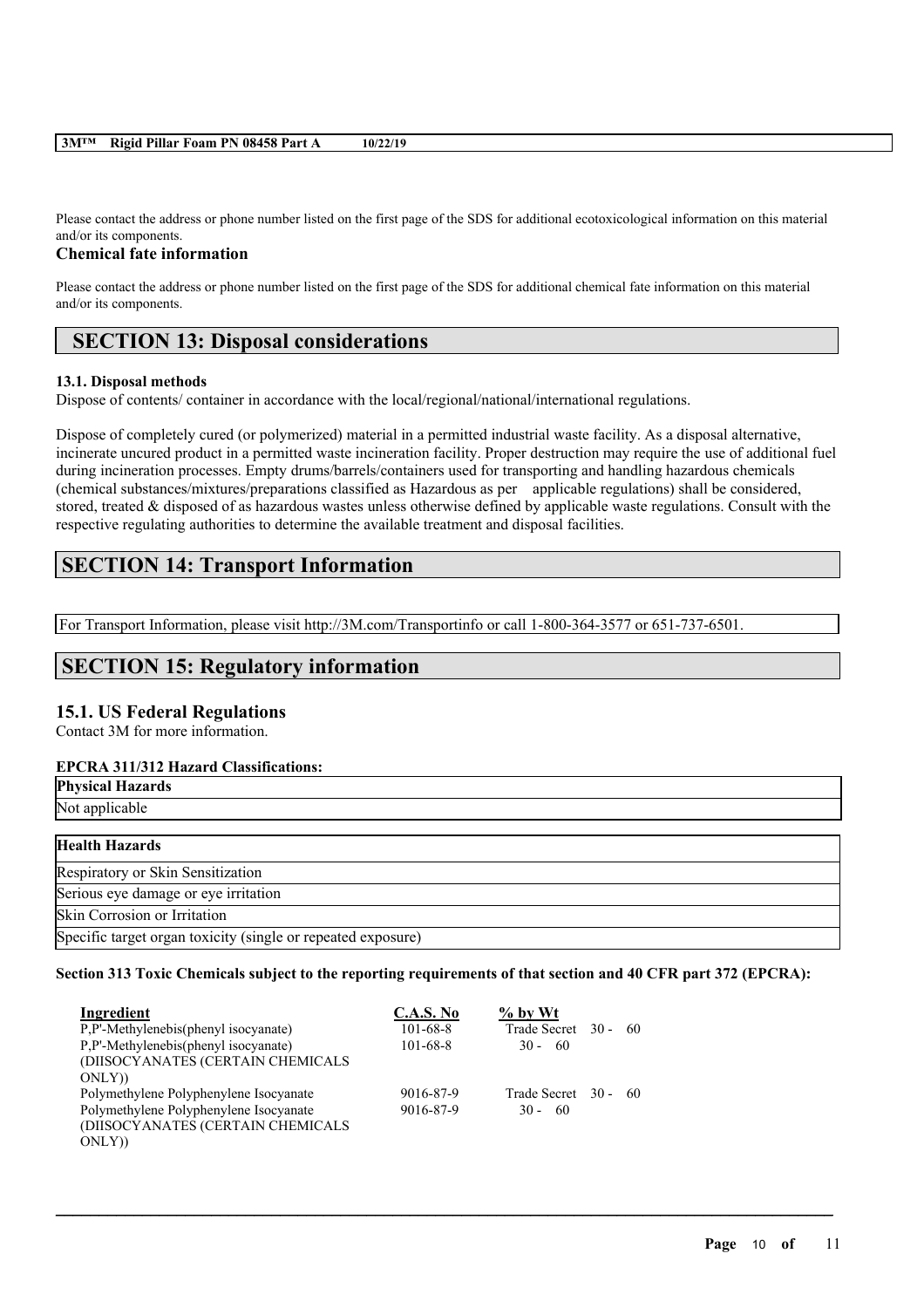Please contact the address or phone number listed on the first page of the SDS for additional ecotoxicological information on this material and/or its components.

**Chemical fate information**

Please contact the address or phone number listed on the first page of the SDS for additional chemical fate information on this material and/or its components.

## SECTION 13: Disposal considerations

**13.1. Disposal methods**

Dispose of contents/ container in accordance with the local/regional/national/international regulations.

Dispose of completely cured (or polymerized) material in a permitted industrial waste facility. As a disposal alternative, incinerate uncured product in a permitted waste incineration facility. Proper destruction may require the use of additional fuel during incineration processes. Empty drums/barrels/containers used for transporting and handling hazardous chemicals (chemical substances/mixtures/preparations classified as Hazardous as per applicable regulations) shall be considered, stored, treated & disposed of as hazardous wastes unless otherwise defined by applicable waste regulations. Consult with the respective regulating authorities to determine the available treatment and disposal facilities.

## SECTION 14: Transport Information

For Transport Information, please visit http://3M.com/Transportinfo or call 1-800-364-3577 or 651-737-6501.

## SECTION 15: Regulatory information

### 15.1. US Federal Regulations

Contact 3M for more information.

**EPCRA 311/312 Hazard Classifications:**

| Physical Hazards |
|---|
| Not applicable |

| Health Hazards |
|---|
| Respiratory or Skin Sensitization |
| Serious eye damage or eye irritation |
| Skin Corrosion or Irritation |
| Specific target organ toxicity (single or repeated exposure) |

**Section 313 Toxic Chemicals subject to the reporting requirements of that section and 40 CFR part 372 (EPCRA):**

| Ingredient | C.A.S. No | % by Wt |
|---|---|---|
| P,P'-Methylenebis(phenyl isocyanate) | 101-68-8 | Trade Secret 30 - 60 |
| P,P'-Methylenebis(phenyl isocyanate) (DIISOCYANATES (CERTAIN CHEMICALS ONLY)) | 101-68-8 | 30 - 60 |
| Polymethylene Polyphenylene Isocyanate | 9016-87-9 | Trade Secret 30 - 60 |
| Polymethylene Polyphenylene Isocyanate (DIISOCYANATES (CERTAIN CHEMICALS ONLY)) | 9016-87-9 | 30 - 60 |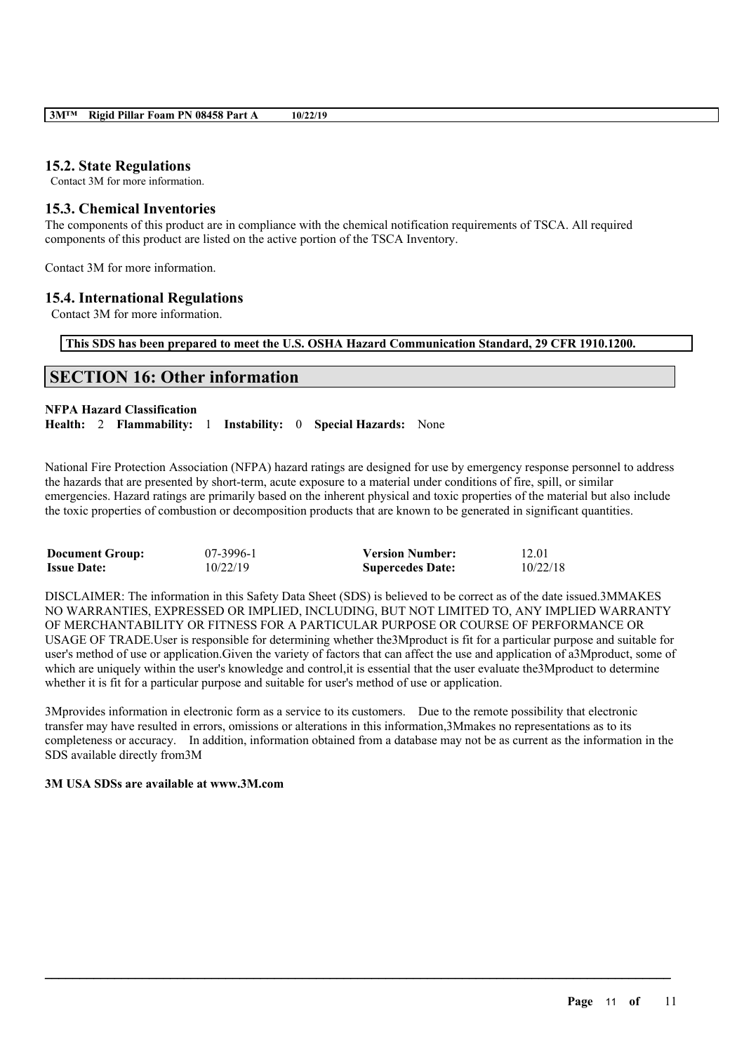## 15.2. State Regulations

Contact 3M for more information.

## 15.3. Chemical Inventories

The components of this product are in compliance with the chemical notification requirements of TSCA. All required components of this product are listed on the active portion of the TSCA Inventory.

Contact 3M for more information.

## 15.4. International Regulations

Contact 3M for more information.

**This SDS has been prepared to meet the U.S. OSHA Hazard Communication Standard, 29 CFR 1910.1200.**

# SECTION 16: Other information

**NFPA Hazard Classification**

**Health:** 2 **Flammability:** 1 **Instability:** 0 **Special Hazards:** None

National Fire Protection Association (NFPA) hazard ratings are designed for use by emergency response personnel to address the hazards that are presented by short-term, acute exposure to a material under conditions of fire, spill, or similar emergencies. Hazard ratings are primarily based on the inherent physical and toxic properties of the material but also include the toxic properties of combustion or decomposition products that are known to be generated in significant quantities.

| | | | |
|---|---|---|---|
| **Document Group:** | 07-3996-1 | **Version Number:** | 12.01 |
| **Issue Date:** | 10/22/19 | **Supercedes Date:** | 10/22/18 |

DISCLAIMER: The information in this Safety Data Sheet (SDS) is believed to be correct as of the date issued.3MMAKES NO WARRANTIES, EXPRESSED OR IMPLIED, INCLUDING, BUT NOT LIMITED TO, ANY IMPLIED WARRANTY OF MERCHANTABILITY OR FITNESS FOR A PARTICULAR PURPOSE OR COURSE OF PERFORMANCE OR USAGE OF TRADE.User is responsible for determining whether the3Mproduct is fit for a particular purpose and suitable for user's method of use or application.Given the variety of factors that can affect the use and application of a3Mproduct, some of which are uniquely within the user's knowledge and control,it is essential that the user evaluate the3Mproduct to determine whether it is fit for a particular purpose and suitable for user's method of use or application.

3Mprovides information in electronic form as a service to its customers. Due to the remote possibility that electronic transfer may have resulted in errors, omissions or alterations in this information,3Mmakes no representations as to its completeness or accuracy. In addition, information obtained from a database may not be as current as the information in the SDS available directly from3M

**3M USA SDSs are available at www.3M.com**